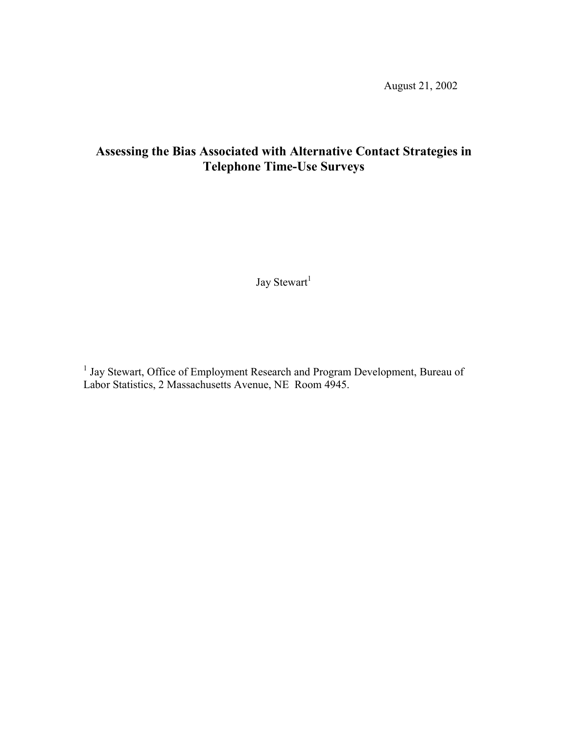August 21, 2002

# Assessing the Bias Associated with Alternative Contact Strategies in Telephone Time-Use Surveys

Jay Stewart[1]

[1] Jay Stewart, Office of Employment Research and Program Development, Bureau of Labor Statistics, 2 Massachusetts Avenue, NE Room 4945.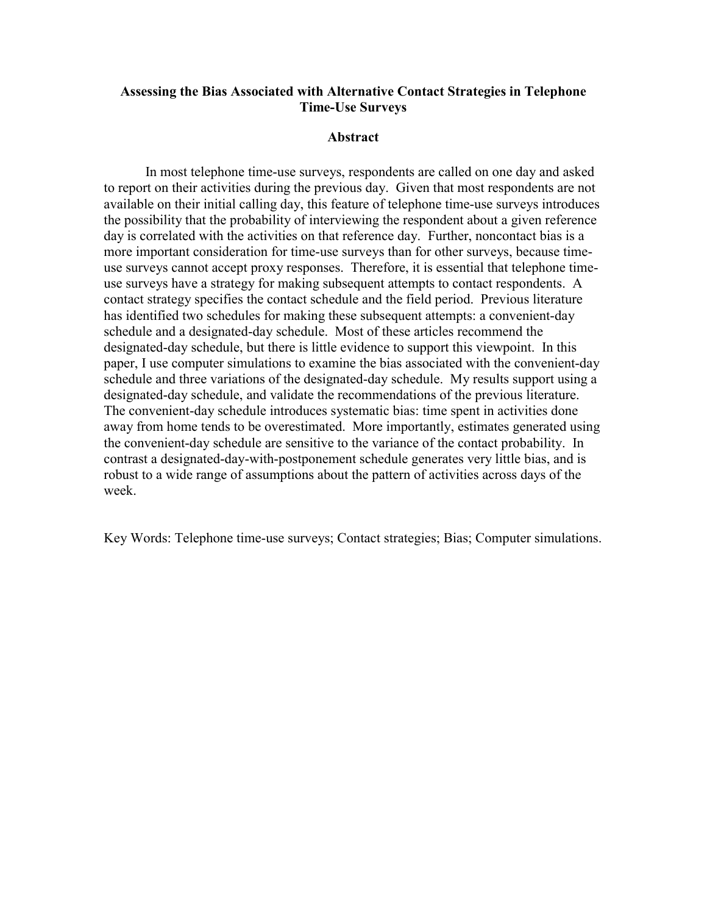**Assessing the Bias Associated with Alternative Contact Strategies in Telephone Time-Use Surveys**

**Abstract**

In most telephone time-use surveys, respondents are called on one day and asked to report on their activities during the previous day. Given that most respondents are not available on their initial calling day, this feature of telephone time-use surveys introduces the possibility that the probability of interviewing the respondent about a given reference day is correlated with the activities on that reference day. Further, noncontact bias is a more important consideration for time-use surveys than for other surveys, because time-use surveys cannot accept proxy responses. Therefore, it is essential that telephone time-use surveys have a strategy for making subsequent attempts to contact respondents. A contact strategy specifies the contact schedule and the field period. Previous literature has identified two schedules for making these subsequent attempts: a convenient-day schedule and a designated-day schedule. Most of these articles recommend the designated-day schedule, but there is little evidence to support this viewpoint. In this paper, I use computer simulations to examine the bias associated with the convenient-day schedule and three variations of the designated-day schedule. My results support using a designated-day schedule, and validate the recommendations of the previous literature. The convenient-day schedule introduces systematic bias: time spent in activities done away from home tends to be overestimated. More importantly, estimates generated using the convenient-day schedule are sensitive to the variance of the contact probability. In contrast a designated-day-with-postponement schedule generates very little bias, and is robust to a wide range of assumptions about the pattern of activities across days of the week.

Key Words: Telephone time-use surveys; Contact strategies; Bias; Computer simulations.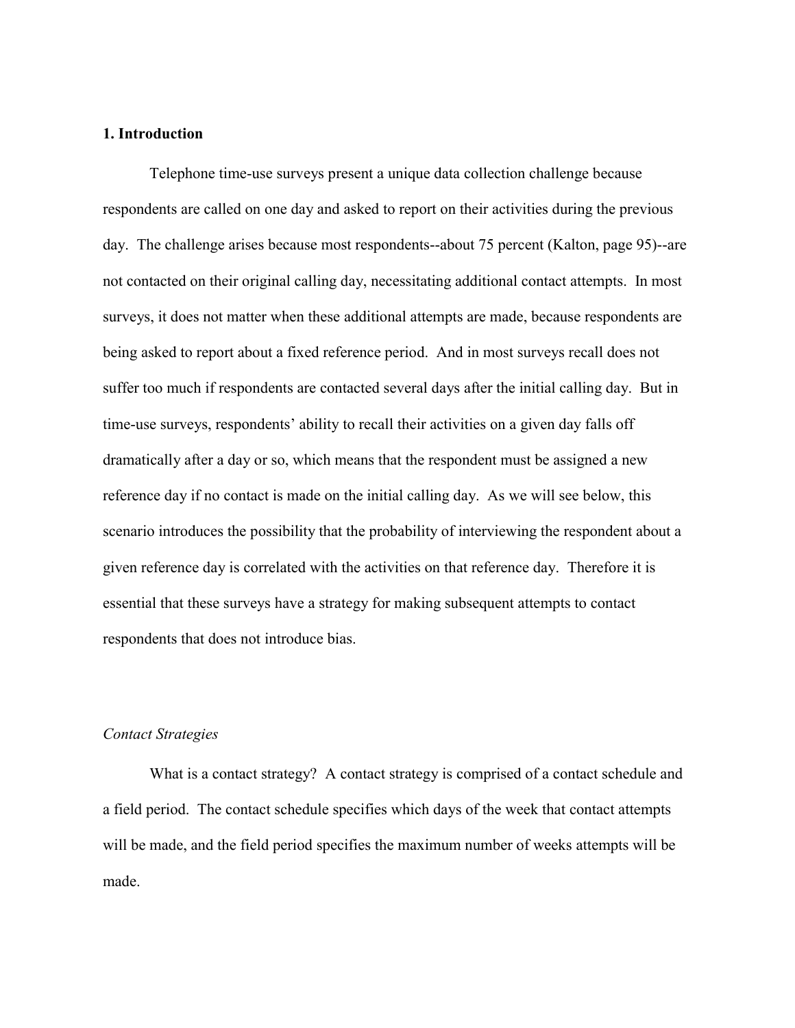## 1. Introduction

Telephone time-use surveys present a unique data collection challenge because respondents are called on one day and asked to report on their activities during the previous day. The challenge arises because most respondents--about 75 percent (Kalton, page 95)--are not contacted on their original calling day, necessitating additional contact attempts. In most surveys, it does not matter when these additional attempts are made, because respondents are being asked to report about a fixed reference period. And in most surveys recall does not suffer too much if respondents are contacted several days after the initial calling day. But in time-use surveys, respondents' ability to recall their activities on a given day falls off dramatically after a day or so, which means that the respondent must be assigned a new reference day if no contact is made on the initial calling day. As we will see below, this scenario introduces the possibility that the probability of interviewing the respondent about a given reference day is correlated with the activities on that reference day. Therefore it is essential that these surveys have a strategy for making subsequent attempts to contact respondents that does not introduce bias.

### *Contact Strategies*

What is a contact strategy? A contact strategy is comprised of a contact schedule and a field period. The contact schedule specifies which days of the week that contact attempts will be made, and the field period specifies the maximum number of weeks attempts will be made.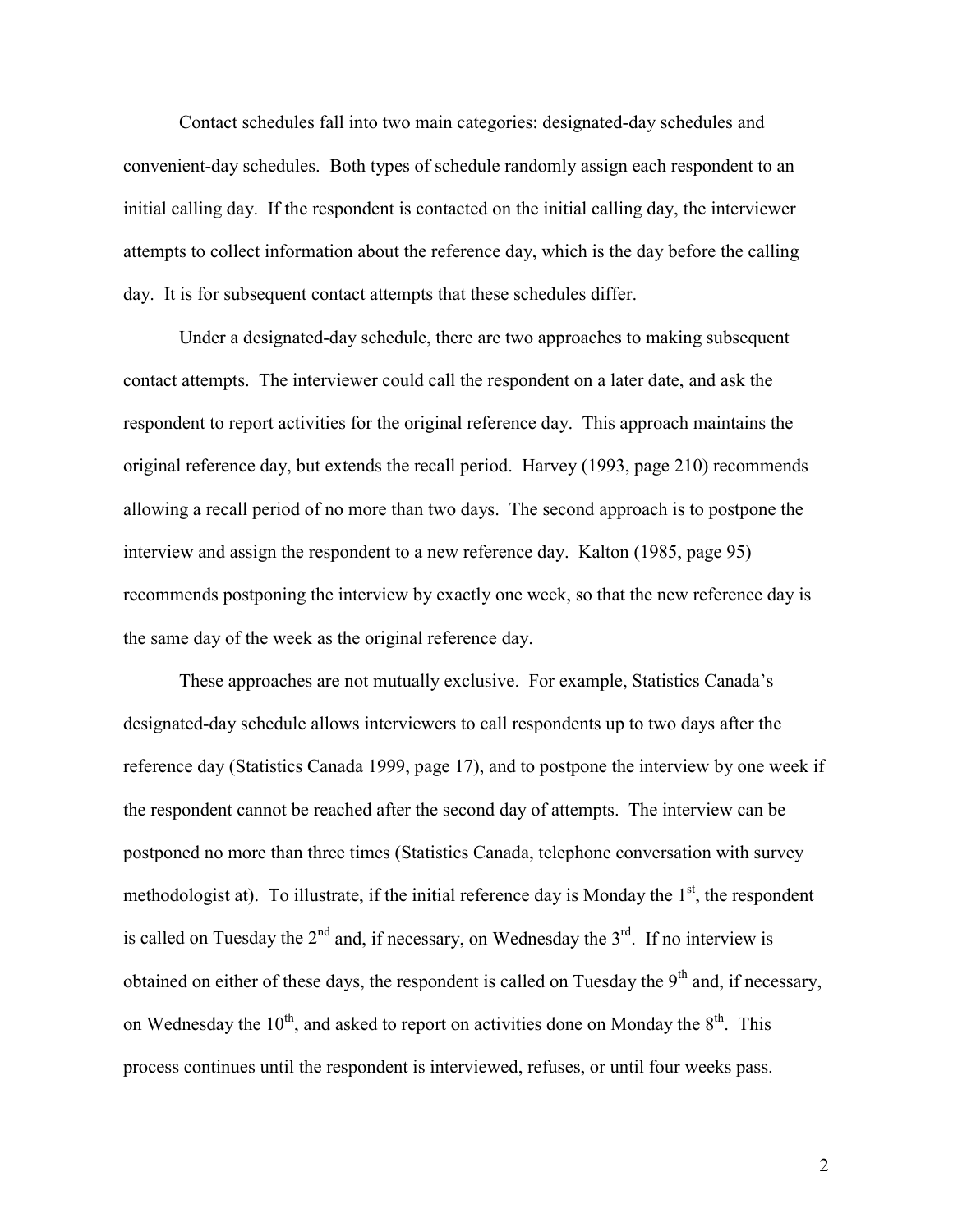Contact schedules fall into two main categories: designated-day schedules and convenient-day schedules. Both types of schedule randomly assign each respondent to an initial calling day. If the respondent is contacted on the initial calling day, the interviewer attempts to collect information about the reference day, which is the day before the calling day. It is for subsequent contact attempts that these schedules differ.

Under a designated-day schedule, there are two approaches to making subsequent contact attempts. The interviewer could call the respondent on a later date, and ask the respondent to report activities for the original reference day. This approach maintains the original reference day, but extends the recall period. Harvey (1993, page 210) recommends allowing a recall period of no more than two days. The second approach is to postpone the interview and assign the respondent to a new reference day. Kalton (1985, page 95) recommends postponing the interview by exactly one week, so that the new reference day is the same day of the week as the original reference day.

These approaches are not mutually exclusive. For example, Statistics Canada's designated-day schedule allows interviewers to call respondents up to two days after the reference day (Statistics Canada 1999, page 17), and to postpone the interview by one week if the respondent cannot be reached after the second day of attempts. The interview can be postponed no more than three times (Statistics Canada, telephone conversation with survey methodologist at). To illustrate, if the initial reference day is Monday the 1st, the respondent is called on Tuesday the 2nd and, if necessary, on Wednesday the 3rd. If no interview is obtained on either of these days, the respondent is called on Tuesday the 9th and, if necessary, on Wednesday the 10th, and asked to report on activities done on Monday the 8th. This process continues until the respondent is interviewed, refuses, or until four weeks pass.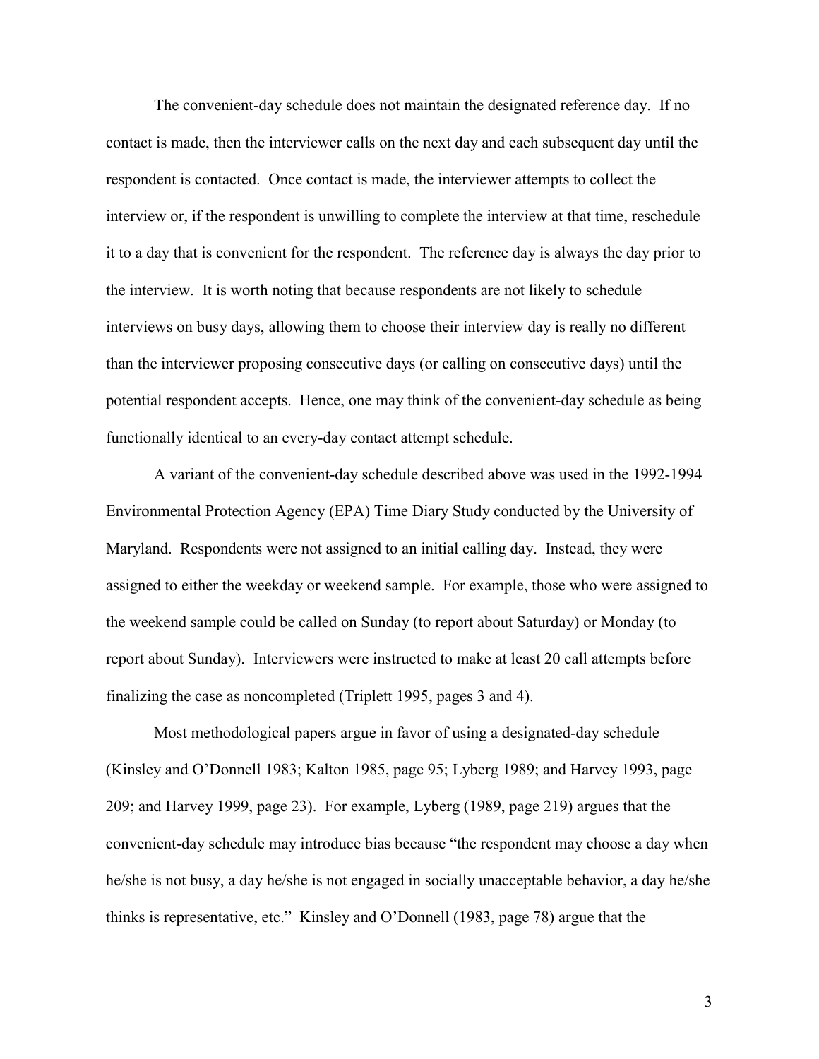The convenient-day schedule does not maintain the designated reference day. If no contact is made, then the interviewer calls on the next day and each subsequent day until the respondent is contacted. Once contact is made, the interviewer attempts to collect the interview or, if the respondent is unwilling to complete the interview at that time, reschedule it to a day that is convenient for the respondent. The reference day is always the day prior to the interview. It is worth noting that because respondents are not likely to schedule interviews on busy days, allowing them to choose their interview day is really no different than the interviewer proposing consecutive days (or calling on consecutive days) until the potential respondent accepts. Hence, one may think of the convenient-day schedule as being functionally identical to an every-day contact attempt schedule.

A variant of the convenient-day schedule described above was used in the 1992-1994 Environmental Protection Agency (EPA) Time Diary Study conducted by the University of Maryland. Respondents were not assigned to an initial calling day. Instead, they were assigned to either the weekday or weekend sample. For example, those who were assigned to the weekend sample could be called on Sunday (to report about Saturday) or Monday (to report about Sunday). Interviewers were instructed to make at least 20 call attempts before finalizing the case as noncompleted (Triplett 1995, pages 3 and 4).

Most methodological papers argue in favor of using a designated-day schedule (Kinsley and O'Donnell 1983; Kalton 1985, page 95; Lyberg 1989; and Harvey 1993, page 209; and Harvey 1999, page 23). For example, Lyberg (1989, page 219) argues that the convenient-day schedule may introduce bias because "the respondent may choose a day when he/she is not busy, a day he/she is not engaged in socially unacceptable behavior, a day he/she thinks is representative, etc." Kinsley and O'Donnell (1983, page 78) argue that the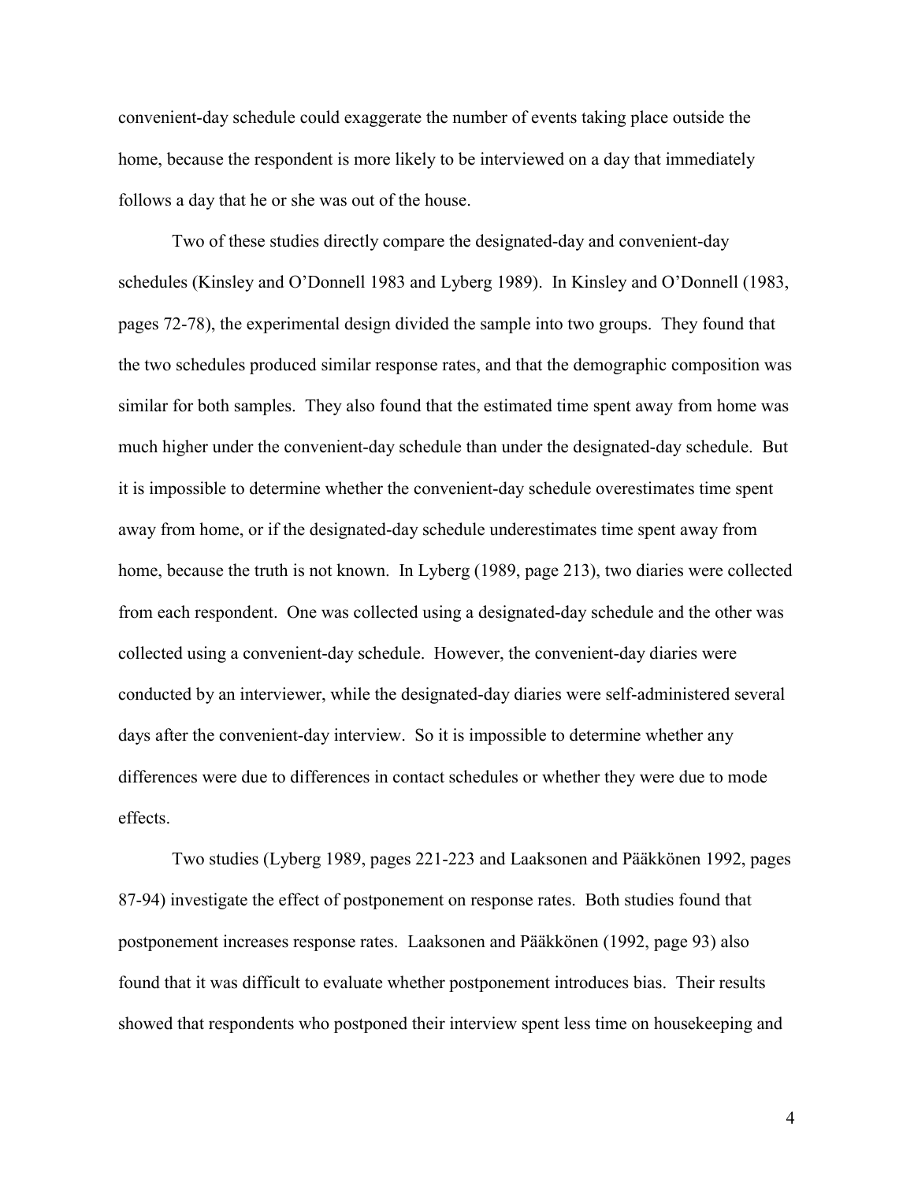convenient-day schedule could exaggerate the number of events taking place outside the home, because the respondent is more likely to be interviewed on a day that immediately follows a day that he or she was out of the house.

Two of these studies directly compare the designated-day and convenient-day schedules (Kinsley and O'Donnell 1983 and Lyberg 1989). In Kinsley and O'Donnell (1983, pages 72-78), the experimental design divided the sample into two groups. They found that the two schedules produced similar response rates, and that the demographic composition was similar for both samples. They also found that the estimated time spent away from home was much higher under the convenient-day schedule than under the designated-day schedule. But it is impossible to determine whether the convenient-day schedule overestimates time spent away from home, or if the designated-day schedule underestimates time spent away from home, because the truth is not known. In Lyberg (1989, page 213), two diaries were collected from each respondent. One was collected using a designated-day schedule and the other was collected using a convenient-day schedule. However, the convenient-day diaries were conducted by an interviewer, while the designated-day diaries were self-administered several days after the convenient-day interview. So it is impossible to determine whether any differences were due to differences in contact schedules or whether they were due to mode effects.

Two studies (Lyberg 1989, pages 221-223 and Laaksonen and Pääkkönen 1992, pages 87-94) investigate the effect of postponement on response rates. Both studies found that postponement increases response rates. Laaksonen and Pääkkönen (1992, page 93) also found that it was difficult to evaluate whether postponement introduces bias. Their results showed that respondents who postponed their interview spent less time on housekeeping and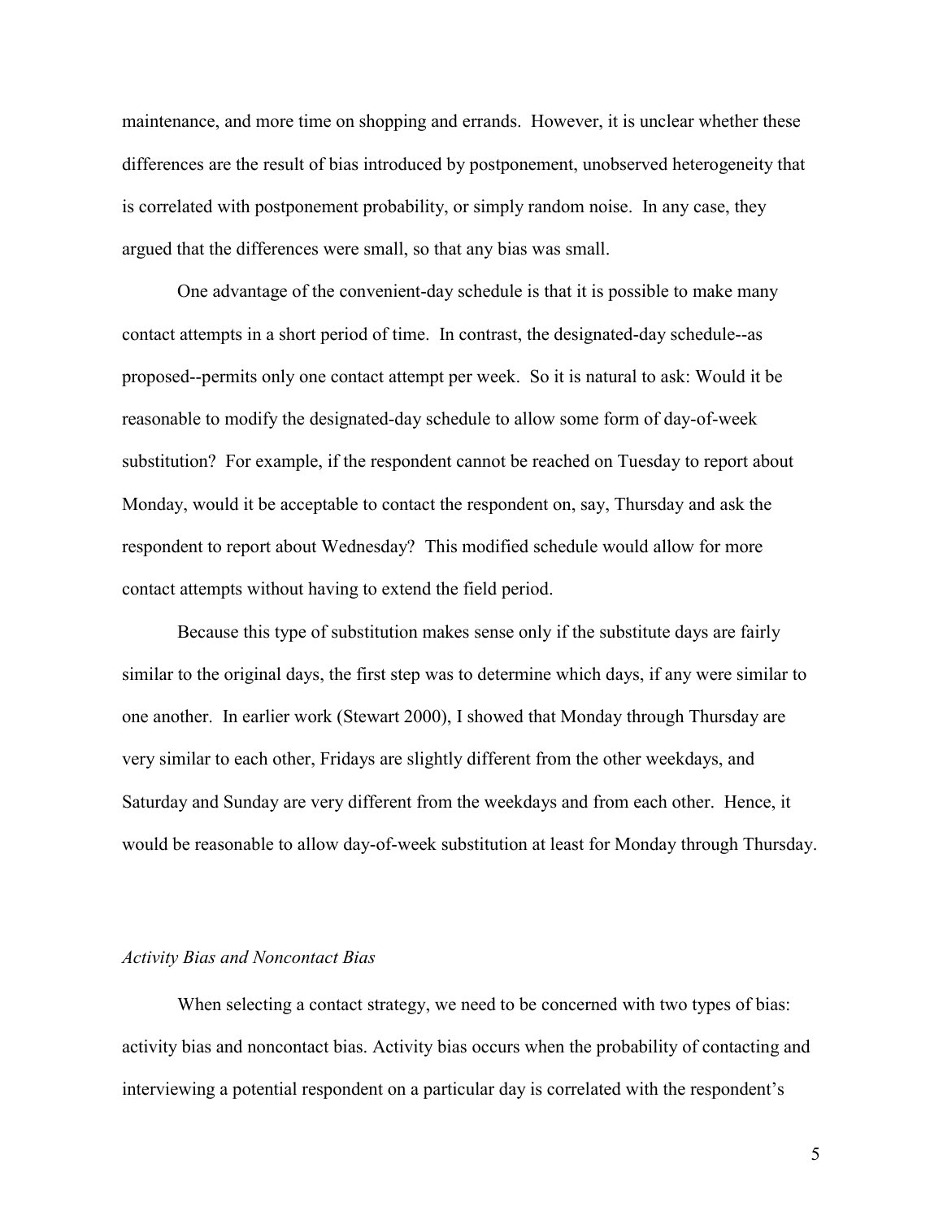maintenance, and more time on shopping and errands. However, it is unclear whether these differences are the result of bias introduced by postponement, unobserved heterogeneity that is correlated with postponement probability, or simply random noise. In any case, they argued that the differences were small, so that any bias was small.

One advantage of the convenient-day schedule is that it is possible to make many contact attempts in a short period of time. In contrast, the designated-day schedule--as proposed--permits only one contact attempt per week. So it is natural to ask: Would it be reasonable to modify the designated-day schedule to allow some form of day-of-week substitution? For example, if the respondent cannot be reached on Tuesday to report about Monday, would it be acceptable to contact the respondent on, say, Thursday and ask the respondent to report about Wednesday? This modified schedule would allow for more contact attempts without having to extend the field period.

Because this type of substitution makes sense only if the substitute days are fairly similar to the original days, the first step was to determine which days, if any were similar to one another. In earlier work (Stewart 2000), I showed that Monday through Thursday are very similar to each other, Fridays are slightly different from the other weekdays, and Saturday and Sunday are very different from the weekdays and from each other. Hence, it would be reasonable to allow day-of-week substitution at least for Monday through Thursday.

### *Activity Bias and Noncontact Bias*

When selecting a contact strategy, we need to be concerned with two types of bias: activity bias and noncontact bias. Activity bias occurs when the probability of contacting and interviewing a potential respondent on a particular day is correlated with the respondent's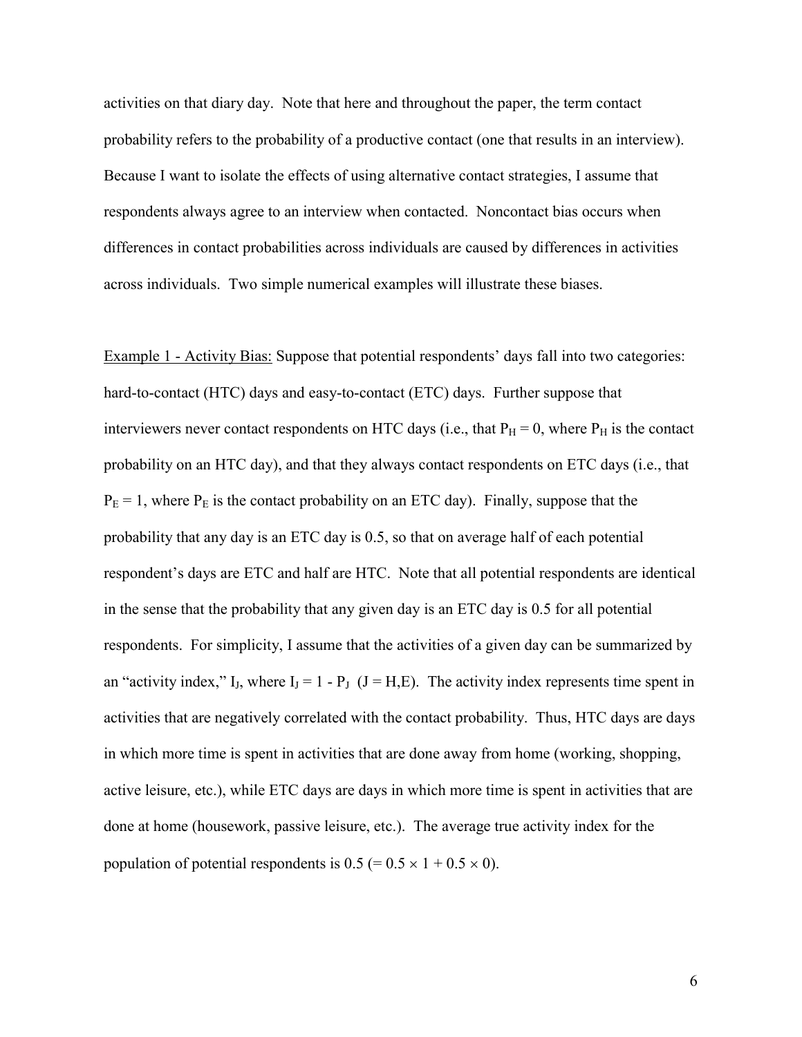activities on that diary day. Note that here and throughout the paper, the term contact probability refers to the probability of a productive contact (one that results in an interview). Because I want to isolate the effects of using alternative contact strategies, I assume that respondents always agree to an interview when contacted. Noncontact bias occurs when differences in contact probabilities across individuals are caused by differences in activities across individuals. Two simple numerical examples will illustrate these biases.

<u>Example 1 - Activity Bias:</u> Suppose that potential respondents' days fall into two categories: hard-to-contact (HTC) days and easy-to-contact (ETC) days. Further suppose that interviewers never contact respondents on HTC days (i.e., that $P_H = 0$, where $P_H$ is the contact probability on an HTC day), and that they always contact respondents on ETC days (i.e., that $P_E = 1$, where $P_E$ is the contact probability on an ETC day). Finally, suppose that the probability that any day is an ETC day is 0.5, so that on average half of each potential respondent's days are ETC and half are HTC. Note that all potential respondents are identical in the sense that the probability that any given day is an ETC day is 0.5 for all potential respondents. For simplicity, I assume that the activities of a given day can be summarized by an "activity index," $I_J$, where $I_J = 1 - P_J$ $(J = H,E)$. The activity index represents time spent in activities that are negatively correlated with the contact probability. Thus, HTC days are days in which more time is spent in activities that are done away from home (working, shopping, active leisure, etc.), while ETC days are days in which more time is spent in activities that are done at home (housework, passive leisure, etc.). The average true activity index for the population of potential respondents is 0.5 $(= 0.5 \times 1 + 0.5 \times 0)$.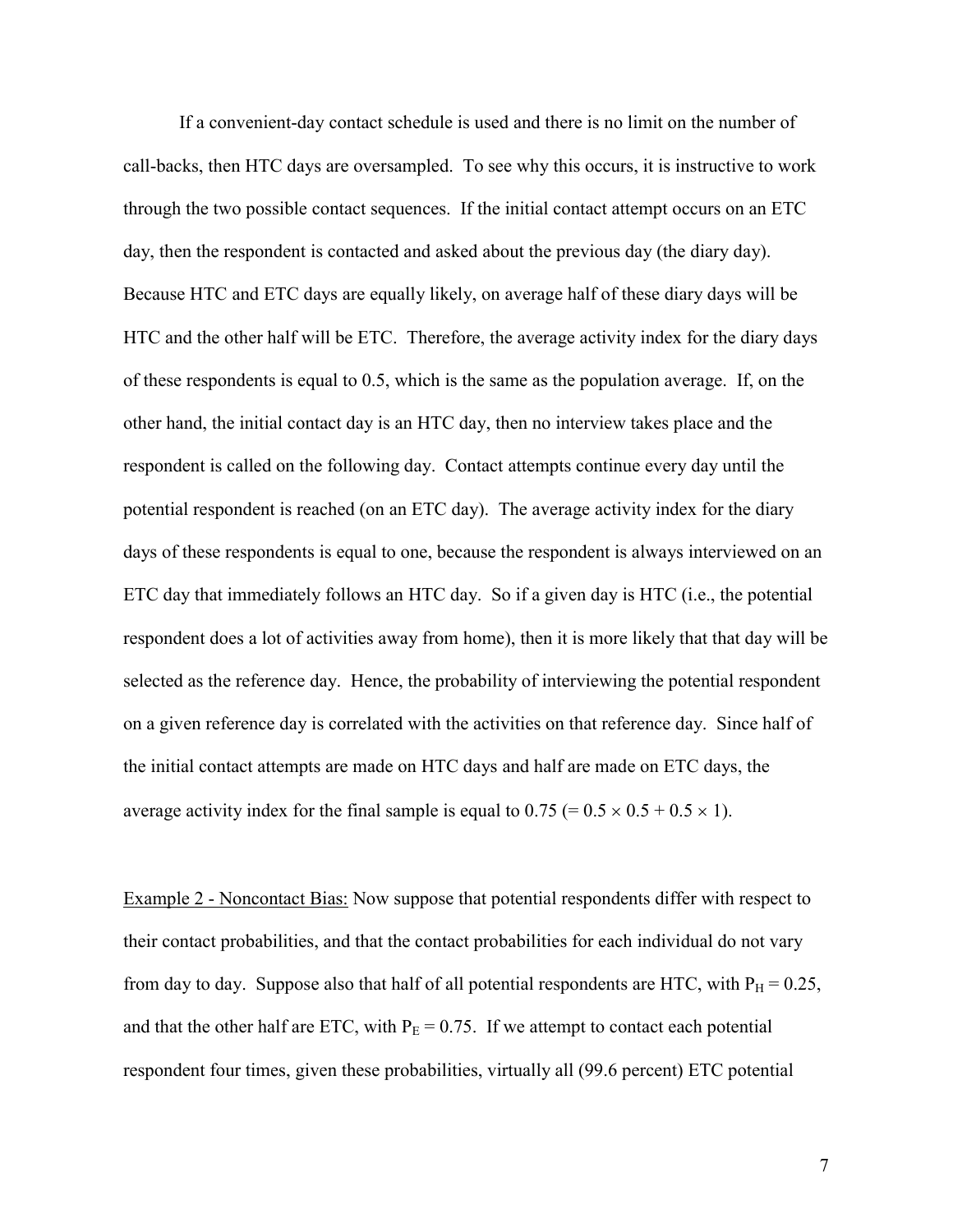If a convenient-day contact schedule is used and there is no limit on the number of call-backs, then HTC days are oversampled. To see why this occurs, it is instructive to work through the two possible contact sequences. If the initial contact attempt occurs on an ETC day, then the respondent is contacted and asked about the previous day (the diary day). Because HTC and ETC days are equally likely, on average half of these diary days will be HTC and the other half will be ETC. Therefore, the average activity index for the diary days of these respondents is equal to 0.5, which is the same as the population average. If, on the other hand, the initial contact day is an HTC day, then no interview takes place and the respondent is called on the following day. Contact attempts continue every day until the potential respondent is reached (on an ETC day). The average activity index for the diary days of these respondents is equal to one, because the respondent is always interviewed on an ETC day that immediately follows an HTC day. So if a given day is HTC (i.e., the potential respondent does a lot of activities away from home), then it is more likely that that day will be selected as the reference day. Hence, the probability of interviewing the potential respondent on a given reference day is correlated with the activities on that reference day. Since half of the initial contact attempts are made on HTC days and half are made on ETC days, the average activity index for the final sample is equal to 0.75 ($= 0.5 \times 0.5 + 0.5 \times 1$).

Example 2 - Noncontact Bias: Now suppose that potential respondents differ with respect to their contact probabilities, and that the contact probabilities for each individual do not vary from day to day. Suppose also that half of all potential respondents are HTC, with $P_H = 0.25$, and that the other half are ETC, with $P_E = 0.75$. If we attempt to contact each potential respondent four times, given these probabilities, virtually all (99.6 percent) ETC potential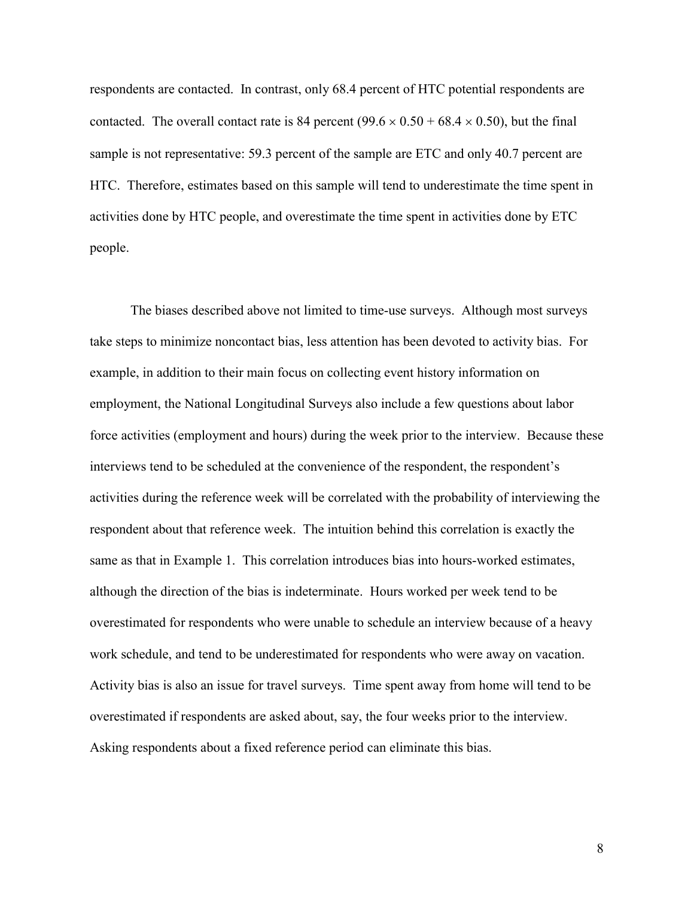respondents are contacted. In contrast, only 68.4 percent of HTC potential respondents are contacted. The overall contact rate is 84 percent ($99.6 \times 0.50 + 68.4 \times 0.50$), but the final sample is not representative: 59.3 percent of the sample are ETC and only 40.7 percent are HTC. Therefore, estimates based on this sample will tend to underestimate the time spent in activities done by HTC people, and overestimate the time spent in activities done by ETC people.

The biases described above not limited to time-use surveys. Although most surveys take steps to minimize noncontact bias, less attention has been devoted to activity bias. For example, in addition to their main focus on collecting event history information on employment, the National Longitudinal Surveys also include a few questions about labor force activities (employment and hours) during the week prior to the interview. Because these interviews tend to be scheduled at the convenience of the respondent, the respondent's activities during the reference week will be correlated with the probability of interviewing the respondent about that reference week. The intuition behind this correlation is exactly the same as that in Example 1. This correlation introduces bias into hours-worked estimates, although the direction of the bias is indeterminate. Hours worked per week tend to be overestimated for respondents who were unable to schedule an interview because of a heavy work schedule, and tend to be underestimated for respondents who were away on vacation. Activity bias is also an issue for travel surveys. Time spent away from home will tend to be overestimated if respondents are asked about, say, the four weeks prior to the interview. Asking respondents about a fixed reference period can eliminate this bias.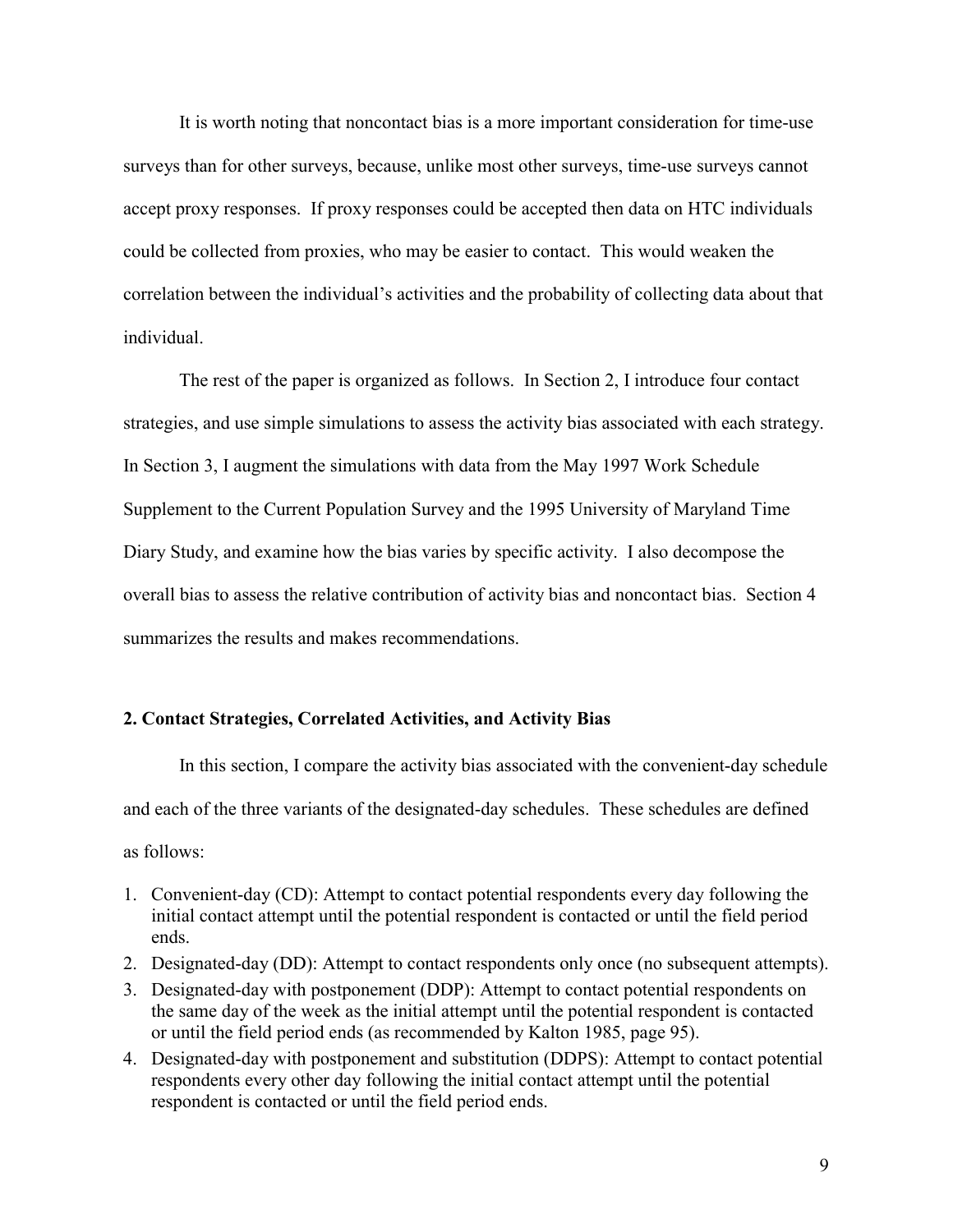It is worth noting that noncontact bias is a more important consideration for time-use surveys than for other surveys, because, unlike most other surveys, time-use surveys cannot accept proxy responses. If proxy responses could be accepted then data on HTC individuals could be collected from proxies, who may be easier to contact. This would weaken the correlation between the individual's activities and the probability of collecting data about that individual.

The rest of the paper is organized as follows. In Section 2, I introduce four contact strategies, and use simple simulations to assess the activity bias associated with each strategy. In Section 3, I augment the simulations with data from the May 1997 Work Schedule Supplement to the Current Population Survey and the 1995 University of Maryland Time Diary Study, and examine how the bias varies by specific activity. I also decompose the overall bias to assess the relative contribution of activity bias and noncontact bias. Section 4 summarizes the results and makes recommendations.

## 2. Contact Strategies, Correlated Activities, and Activity Bias

In this section, I compare the activity bias associated with the convenient-day schedule and each of the three variants of the designated-day schedules. These schedules are defined as follows:

1. Convenient-day (CD): Attempt to contact potential respondents every day following the initial contact attempt until the potential respondent is contacted or until the field period ends.
2. Designated-day (DD): Attempt to contact respondents only once (no subsequent attempts).
3. Designated-day with postponement (DDP): Attempt to contact potential respondents on the same day of the week as the initial attempt until the potential respondent is contacted or until the field period ends (as recommended by Kalton 1985, page 95).
4. Designated-day with postponement and substitution (DDPS): Attempt to contact potential respondents every other day following the initial contact attempt until the potential respondent is contacted or until the field period ends.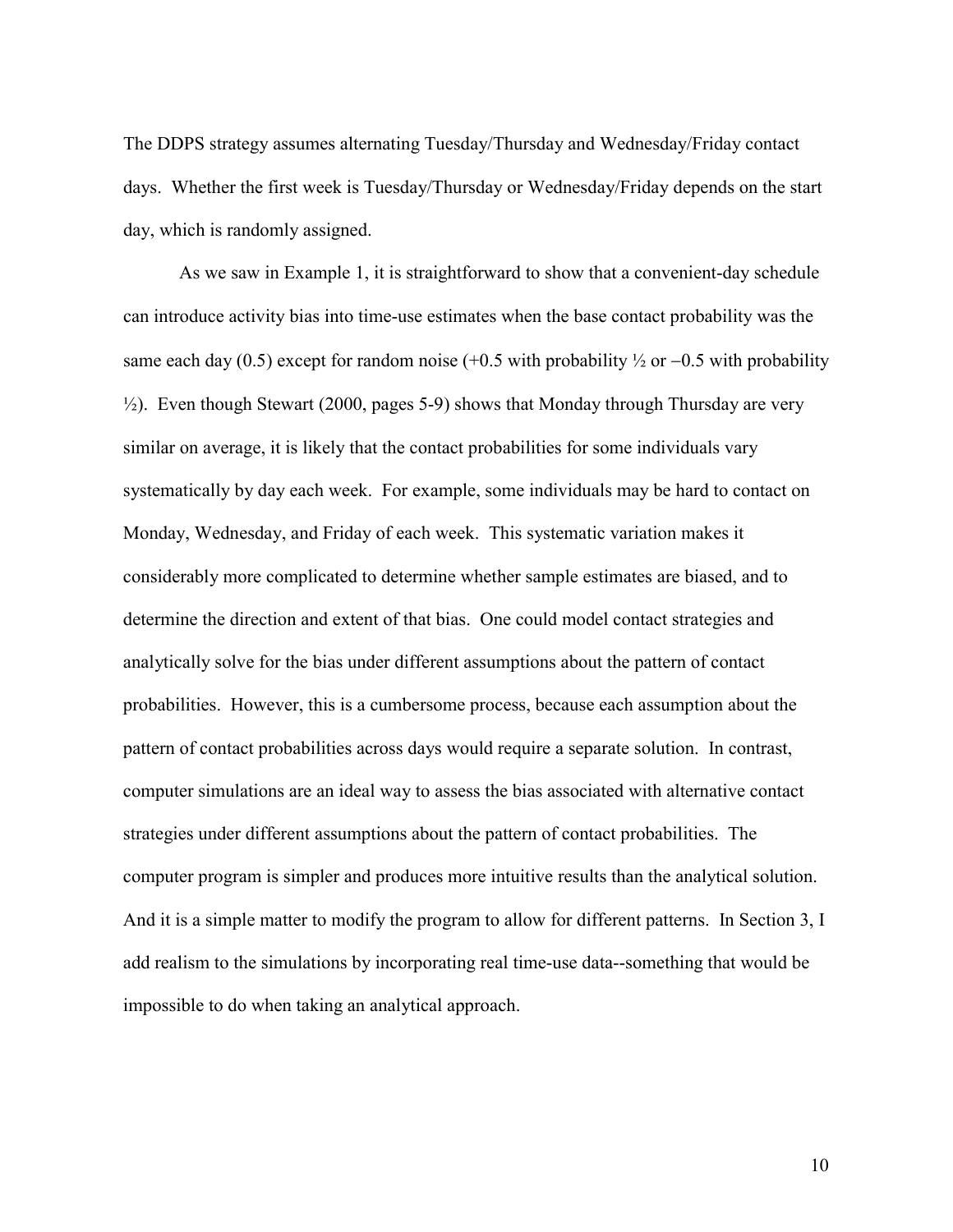The DDPS strategy assumes alternating Tuesday/Thursday and Wednesday/Friday contact days. Whether the first week is Tuesday/Thursday or Wednesday/Friday depends on the start day, which is randomly assigned.

As we saw in Example 1, it is straightforward to show that a convenient-day schedule can introduce activity bias into time-use estimates when the base contact probability was the same each day (0.5) except for random noise (+0.5 with probability ½ or −0.5 with probability ½). Even though Stewart (2000, pages 5-9) shows that Monday through Thursday are very similar on average, it is likely that the contact probabilities for some individuals vary systematically by day each week. For example, some individuals may be hard to contact on Monday, Wednesday, and Friday of each week. This systematic variation makes it considerably more complicated to determine whether sample estimates are biased, and to determine the direction and extent of that bias. One could model contact strategies and analytically solve for the bias under different assumptions about the pattern of contact probabilities. However, this is a cumbersome process, because each assumption about the pattern of contact probabilities across days would require a separate solution. In contrast, computer simulations are an ideal way to assess the bias associated with alternative contact strategies under different assumptions about the pattern of contact probabilities. The computer program is simpler and produces more intuitive results than the analytical solution. And it is a simple matter to modify the program to allow for different patterns. In Section 3, I add realism to the simulations by incorporating real time-use data--something that would be impossible to do when taking an analytical approach.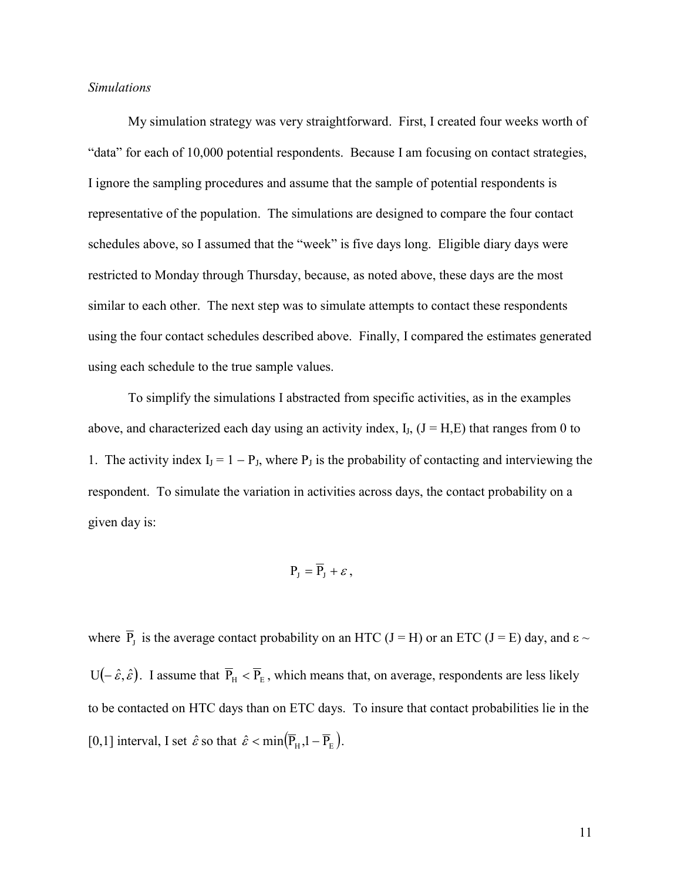*Simulations*

My simulation strategy was very straightforward. First, I created four weeks worth of "data" for each of 10,000 potential respondents. Because I am focusing on contact strategies, I ignore the sampling procedures and assume that the sample of potential respondents is representative of the population. The simulations are designed to compare the four contact schedules above, so I assumed that the "week" is five days long. Eligible diary days were restricted to Monday through Thursday, because, as noted above, these days are the most similar to each other. The next step was to simulate attempts to contact these respondents using the four contact schedules described above. Finally, I compared the estimates generated using each schedule to the true sample values.

To simplify the simulations I abstracted from specific activities, as in the examples above, and characterized each day using an activity index, $I_J$, (J = H,E) that ranges from 0 to 1. The activity index $I_J = 1 - P_J$, where $P_J$ is the probability of contacting and interviewing the respondent. To simulate the variation in activities across days, the contact probability on a given day is:

$$P_J = \overline{P}_J + \varepsilon,$$

where $\overline{P}_J$ is the average contact probability on an HTC (J = H) or an ETC (J = E) day, and $\varepsilon \sim U(-\hat{\varepsilon}, \hat{\varepsilon})$. I assume that $\overline{P}_H < \overline{P}_E$, which means that, on average, respondents are less likely to be contacted on HTC days than on ETC days. To insure that contact probabilities lie in the [0,1] interval, I set $\hat{\varepsilon}$ so that $\hat{\varepsilon} < \min(\overline{P}_H, 1 - \overline{P}_E)$.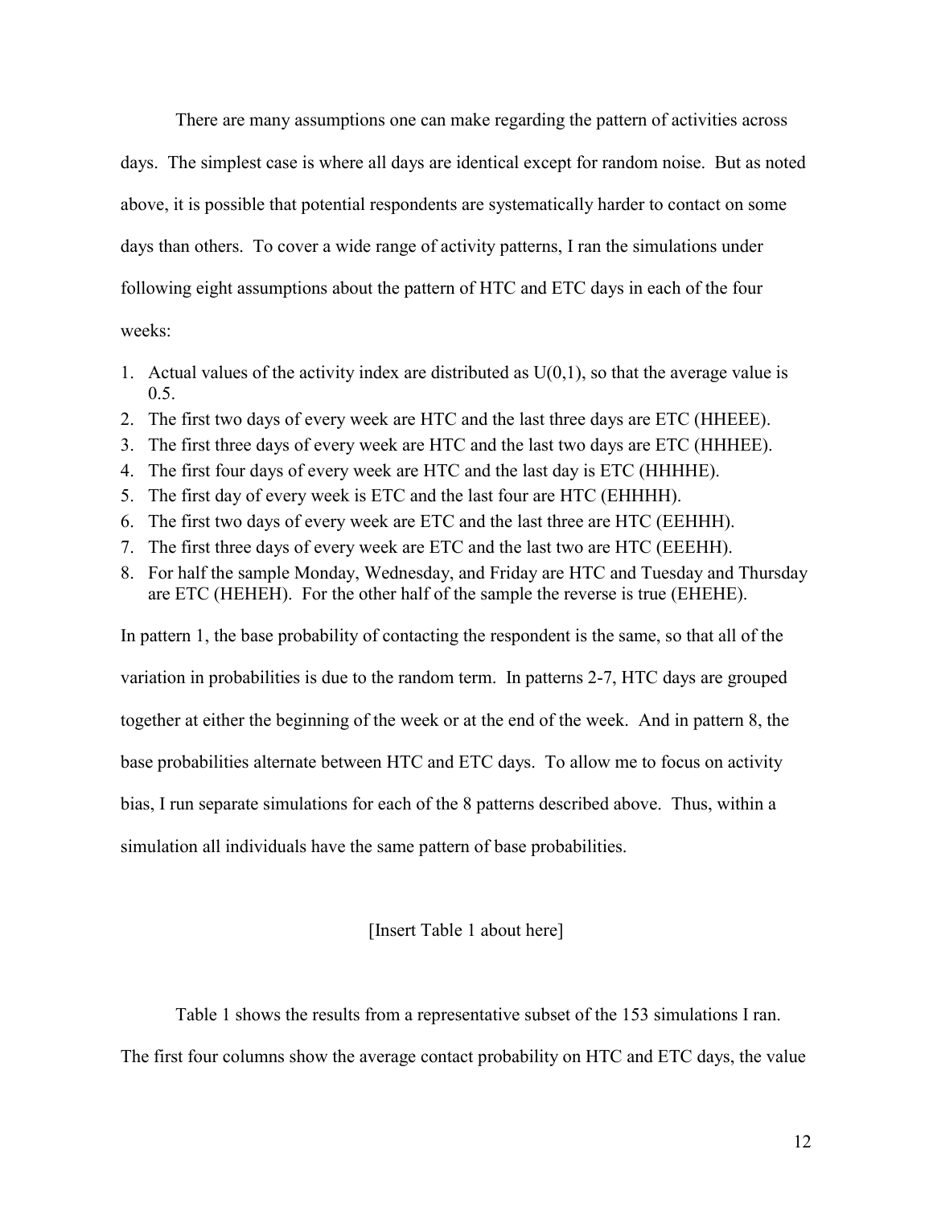There are many assumptions one can make regarding the pattern of activities across days. The simplest case is where all days are identical except for random noise. But as noted above, it is possible that potential respondents are systematically harder to contact on some days than others. To cover a wide range of activity patterns, I ran the simulations under following eight assumptions about the pattern of HTC and ETC days in each of the four weeks:

1. Actual values of the activity index are distributed as U(0,1), so that the average value is 0.5.
2. The first two days of every week are HTC and the last three days are ETC (HHEEE).
3. The first three days of every week are HTC and the last two days are ETC (HHHEE).
4. The first four days of every week are HTC and the last day is ETC (HHHHE).
5. The first day of every week is ETC and the last four are HTC (EHHHH).
6. The first two days of every week are ETC and the last three are HTC (EEHHH).
7. The first three days of every week are ETC and the last two are HTC (EEEHH).
8. For half the sample Monday, Wednesday, and Friday are HTC and Tuesday and Thursday are ETC (HEHEH). For the other half of the sample the reverse is true (EHEHE).

In pattern 1, the base probability of contacting the respondent is the same, so that all of the variation in probabilities is due to the random term. In patterns 2-7, HTC days are grouped together at either the beginning of the week or at the end of the week. And in pattern 8, the base probabilities alternate between HTC and ETC days. To allow me to focus on activity bias, I run separate simulations for each of the 8 patterns described above. Thus, within a simulation all individuals have the same pattern of base probabilities.

[Insert Table 1 about here]

Table 1 shows the results from a representative subset of the 153 simulations I ran. The first four columns show the average contact probability on HTC and ETC days, the value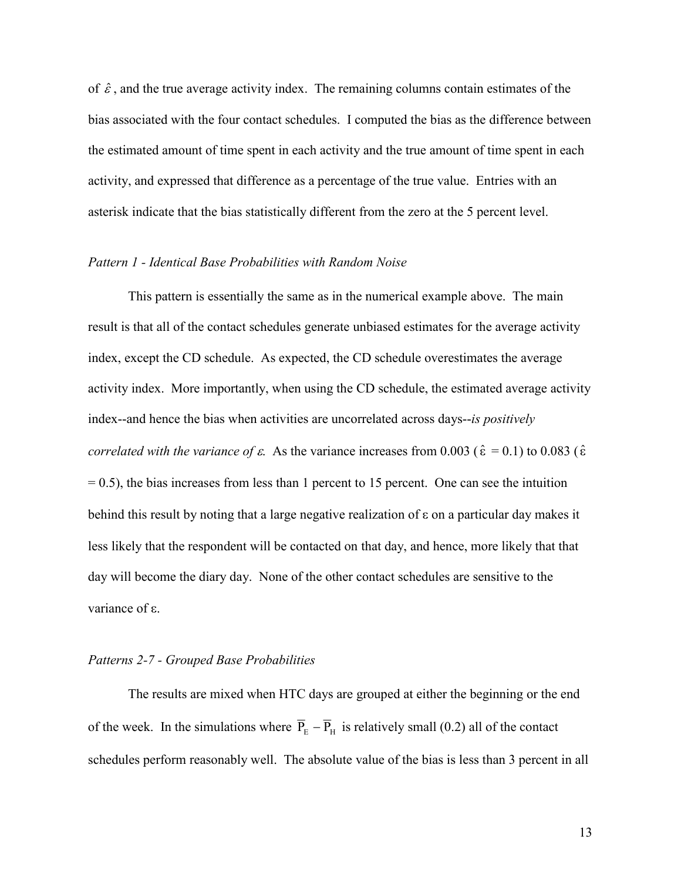of $\hat{\varepsilon}$, and the true average activity index. The remaining columns contain estimates of the bias associated with the four contact schedules. I computed the bias as the difference between the estimated amount of time spent in each activity and the true amount of time spent in each activity, and expressed that difference as a percentage of the true value. Entries with an asterisk indicate that the bias statistically different from the zero at the 5 percent level.

### *Pattern 1 - Identical Base Probabilities with Random Noise*

This pattern is essentially the same as in the numerical example above. The main result is that all of the contact schedules generate unbiased estimates for the average activity index, except the CD schedule. As expected, the CD schedule overestimates the average activity index. More importantly, when using the CD schedule, the estimated average activity index--and hence the bias when activities are uncorrelated across days--*is positively correlated with the variance of $\varepsilon$.* As the variance increases from 0.003 ($\hat{\varepsilon}$ = 0.1) to 0.083 ($\hat{\varepsilon}$ = 0.5), the bias increases from less than 1 percent to 15 percent. One can see the intuition behind this result by noting that a large negative realization of $\varepsilon$ on a particular day makes it less likely that the respondent will be contacted on that day, and hence, more likely that that day will become the diary day. None of the other contact schedules are sensitive to the variance of $\varepsilon$.

### *Patterns 2-7 - Grouped Base Probabilities*

The results are mixed when HTC days are grouped at either the beginning or the end of the week. In the simulations where $\overline{P}_E - \overline{P}_H$ is relatively small (0.2) all of the contact schedules perform reasonably well. The absolute value of the bias is less than 3 percent in all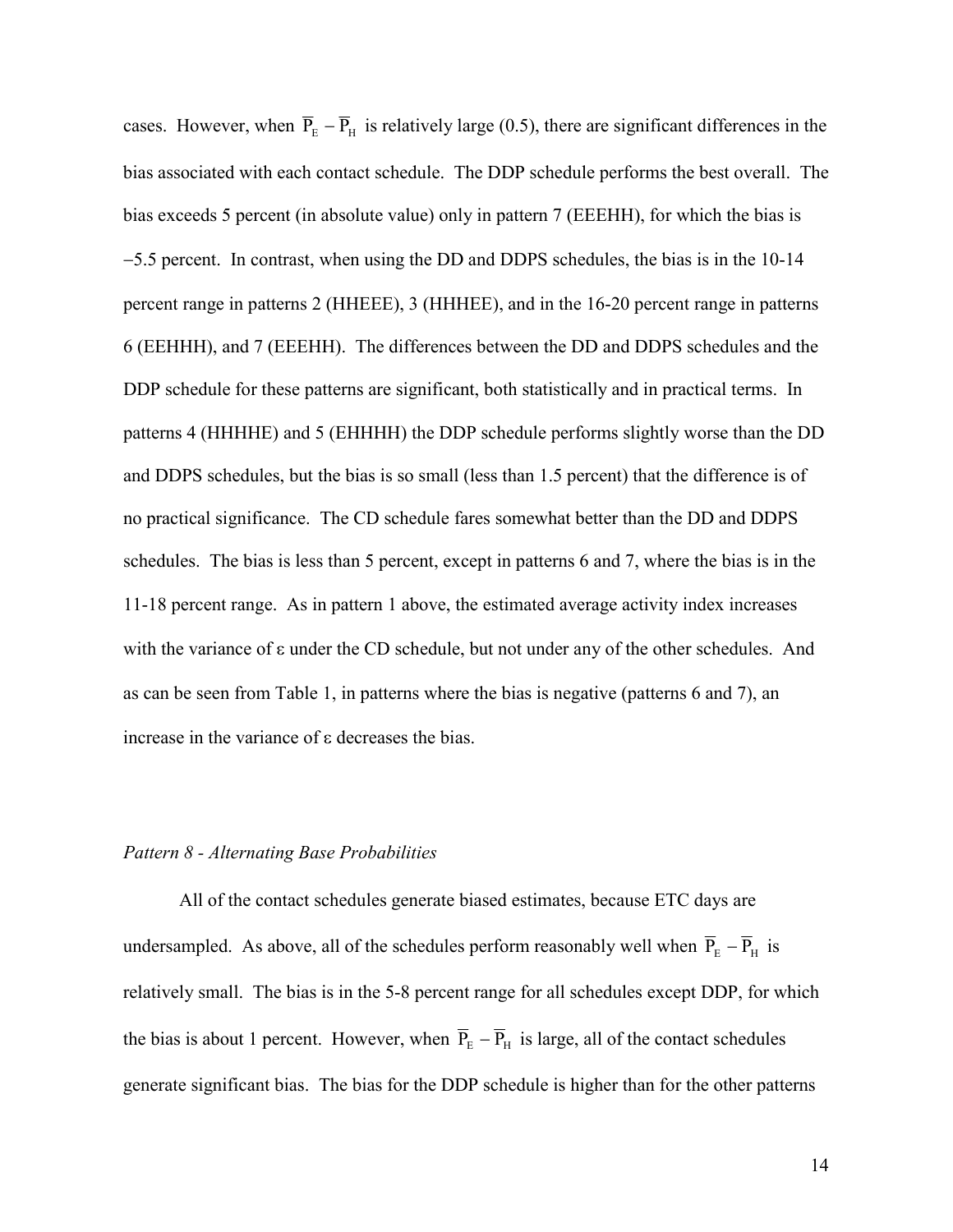cases. However, when $\overline{P}_E - \overline{P}_H$ is relatively large (0.5), there are significant differences in the bias associated with each contact schedule. The DDP schedule performs the best overall. The bias exceeds 5 percent (in absolute value) only in pattern 7 (EEEHH), for which the bias is −5.5 percent. In contrast, when using the DD and DDPS schedules, the bias is in the 10-14 percent range in patterns 2 (HHEEE), 3 (HHHEE), and in the 16-20 percent range in patterns 6 (EEHHH), and 7 (EEEHH). The differences between the DD and DDPS schedules and the DDP schedule for these patterns are significant, both statistically and in practical terms. In patterns 4 (HHHHE) and 5 (EHHHH) the DDP schedule performs slightly worse than the DD and DDPS schedules, but the bias is so small (less than 1.5 percent) that the difference is of no practical significance. The CD schedule fares somewhat better than the DD and DDPS schedules. The bias is less than 5 percent, except in patterns 6 and 7, where the bias is in the 11-18 percent range. As in pattern 1 above, the estimated average activity index increases with the variance of ε under the CD schedule, but not under any of the other schedules. And as can be seen from Table 1, in patterns where the bias is negative (patterns 6 and 7), an increase in the variance of ε decreases the bias.

*Pattern 8 - Alternating Base Probabilities*

All of the contact schedules generate biased estimates, because ETC days are undersampled. As above, all of the schedules perform reasonably well when $\overline{P}_E - \overline{P}_H$ is relatively small. The bias is in the 5-8 percent range for all schedules except DDP, for which the bias is about 1 percent. However, when $\overline{P}_E - \overline{P}_H$ is large, all of the contact schedules generate significant bias. The bias for the DDP schedule is higher than for the other patterns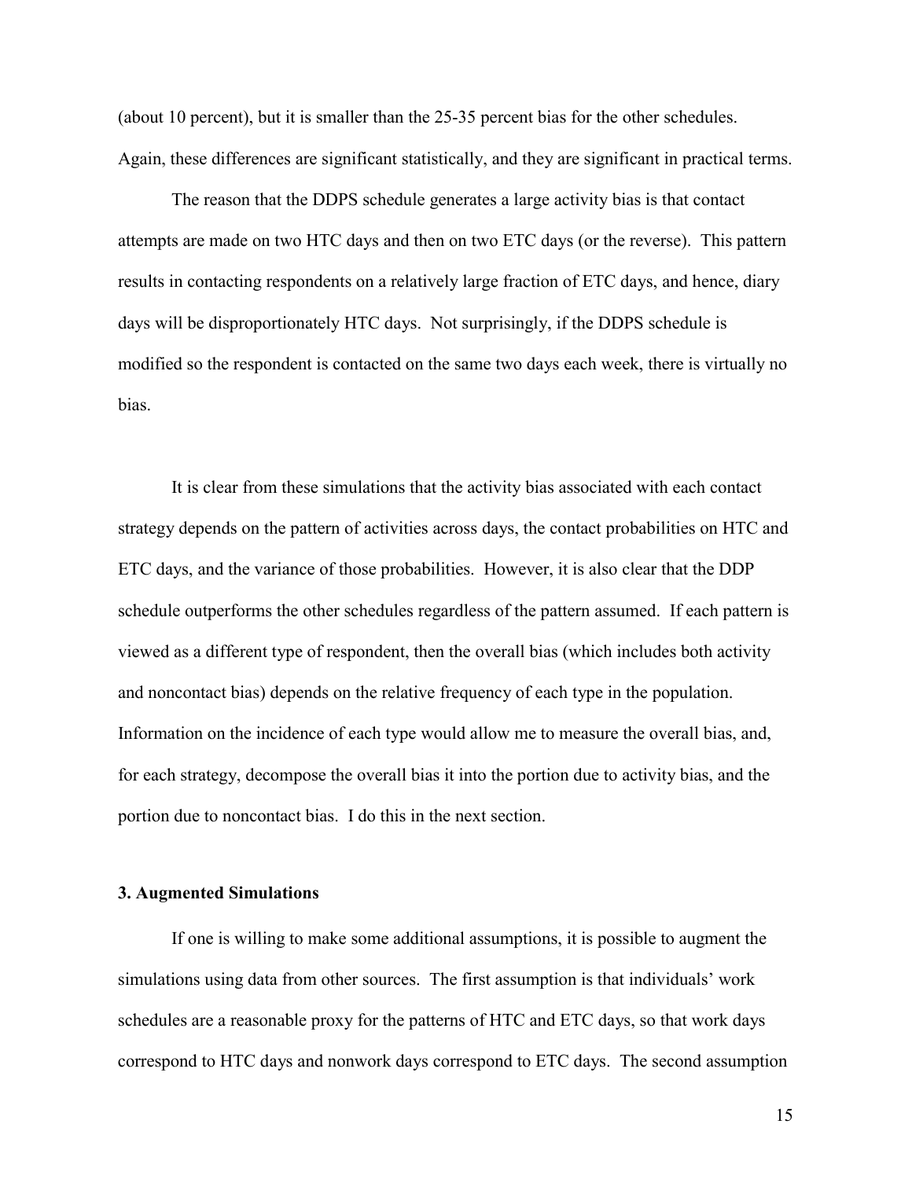(about 10 percent), but it is smaller than the 25-35 percent bias for the other schedules. Again, these differences are significant statistically, and they are significant in practical terms.

The reason that the DDPS schedule generates a large activity bias is that contact attempts are made on two HTC days and then on two ETC days (or the reverse). This pattern results in contacting respondents on a relatively large fraction of ETC days, and hence, diary days will be disproportionately HTC days. Not surprisingly, if the DDPS schedule is modified so the respondent is contacted on the same two days each week, there is virtually no bias.

It is clear from these simulations that the activity bias associated with each contact strategy depends on the pattern of activities across days, the contact probabilities on HTC and ETC days, and the variance of those probabilities. However, it is also clear that the DDP schedule outperforms the other schedules regardless of the pattern assumed. If each pattern is viewed as a different type of respondent, then the overall bias (which includes both activity and noncontact bias) depends on the relative frequency of each type in the population. Information on the incidence of each type would allow me to measure the overall bias, and, for each strategy, decompose the overall bias it into the portion due to activity bias, and the portion due to noncontact bias. I do this in the next section.

### 3. Augmented Simulations

If one is willing to make some additional assumptions, it is possible to augment the simulations using data from other sources. The first assumption is that individuals' work schedules are a reasonable proxy for the patterns of HTC and ETC days, so that work days correspond to HTC days and nonwork days correspond to ETC days. The second assumption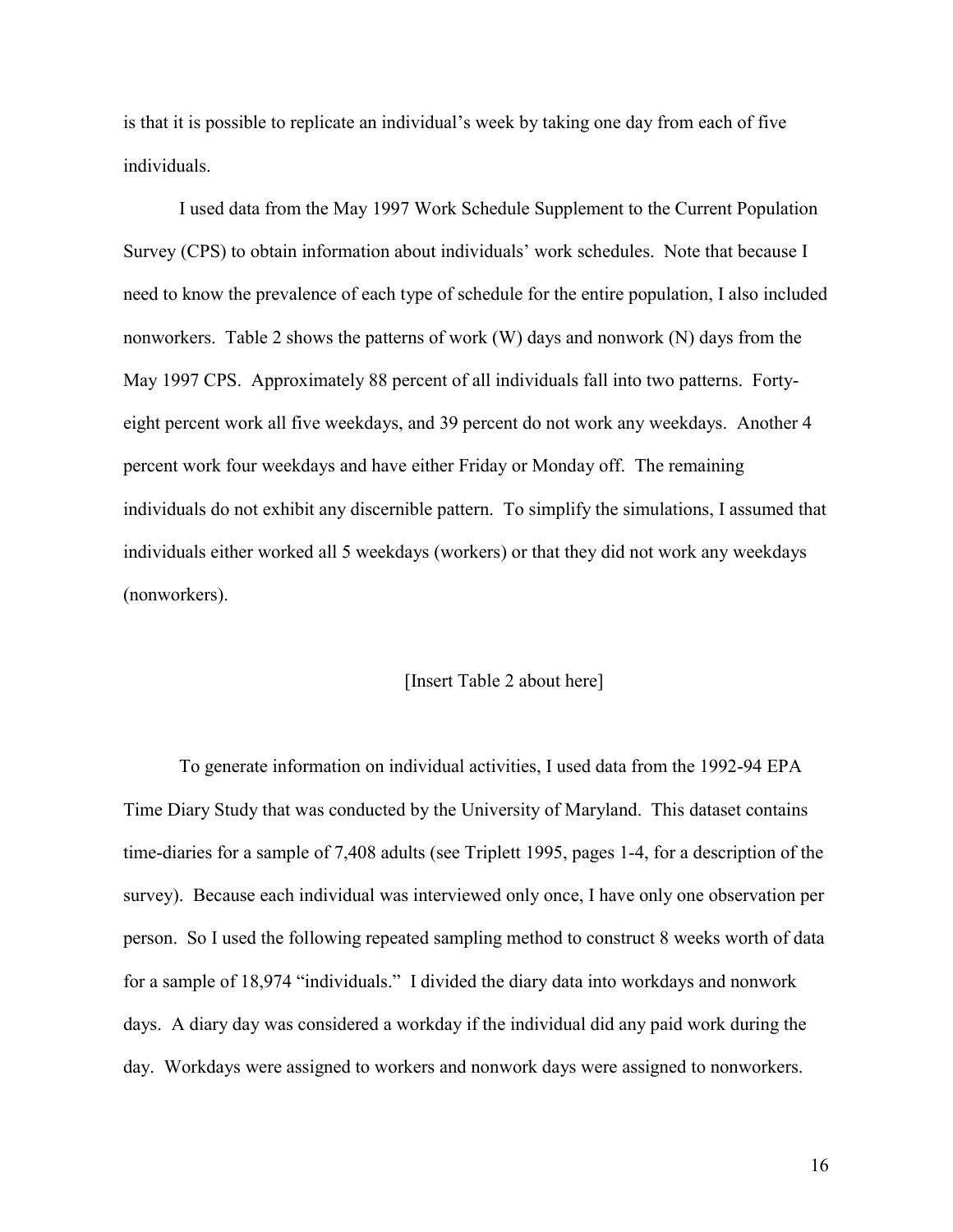is that it is possible to replicate an individual's week by taking one day from each of five individuals.

I used data from the May 1997 Work Schedule Supplement to the Current Population Survey (CPS) to obtain information about individuals' work schedules. Note that because I need to know the prevalence of each type of schedule for the entire population, I also included nonworkers. Table 2 shows the patterns of work (W) days and nonwork (N) days from the May 1997 CPS. Approximately 88 percent of all individuals fall into two patterns. Forty-eight percent work all five weekdays, and 39 percent do not work any weekdays. Another 4 percent work four weekdays and have either Friday or Monday off. The remaining individuals do not exhibit any discernible pattern. To simplify the simulations, I assumed that individuals either worked all 5 weekdays (workers) or that they did not work any weekdays (nonworkers).

[Insert Table 2 about here]

To generate information on individual activities, I used data from the 1992-94 EPA Time Diary Study that was conducted by the University of Maryland. This dataset contains time-diaries for a sample of 7,408 adults (see Triplett 1995, pages 1-4, for a description of the survey). Because each individual was interviewed only once, I have only one observation per person. So I used the following repeated sampling method to construct 8 weeks worth of data for a sample of 18,974 "individuals." I divided the diary data into workdays and nonwork days. A diary day was considered a workday if the individual did any paid work during the day. Workdays were assigned to workers and nonwork days were assigned to nonworkers.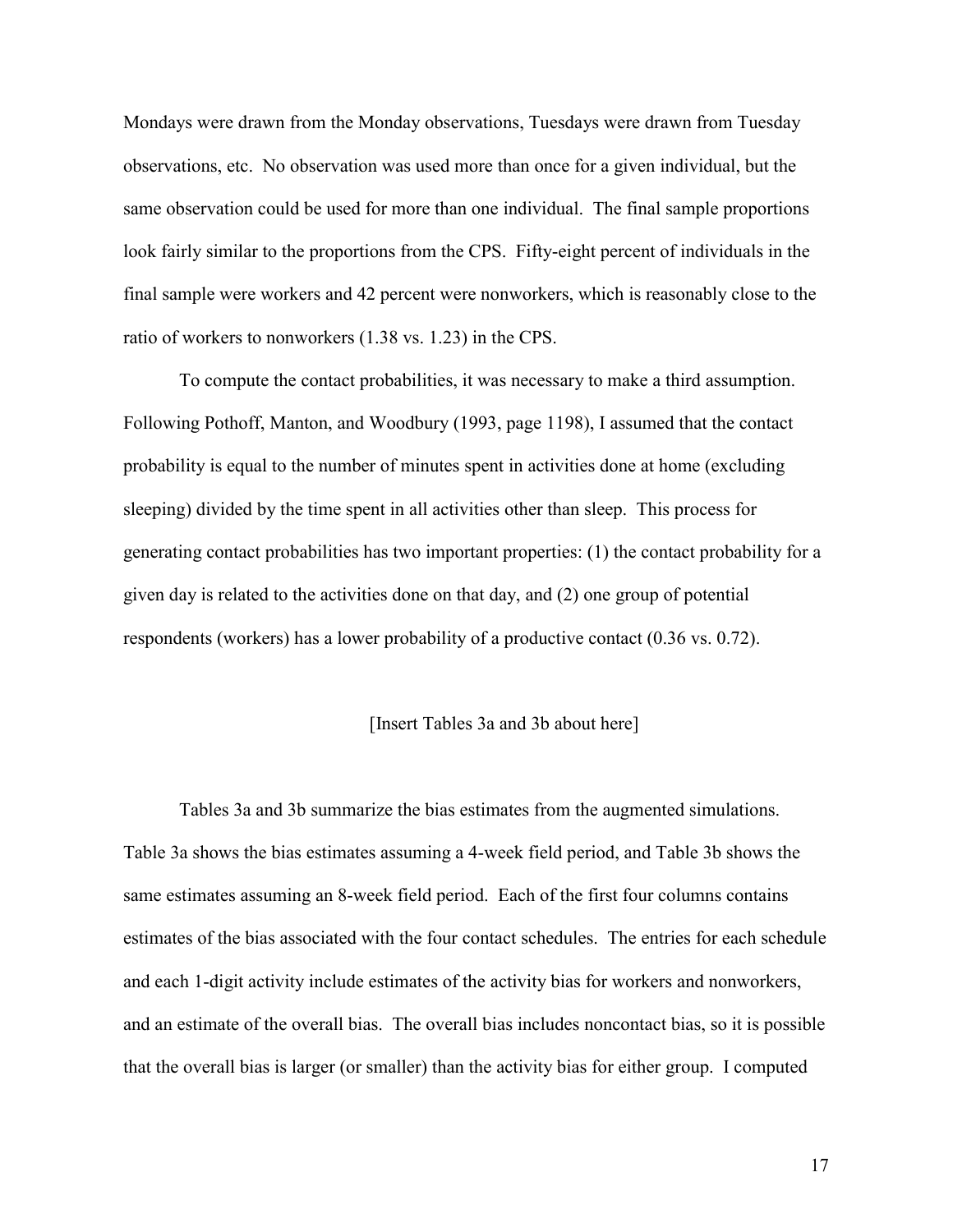Mondays were drawn from the Monday observations, Tuesdays were drawn from Tuesday observations, etc. No observation was used more than once for a given individual, but the same observation could be used for more than one individual. The final sample proportions look fairly similar to the proportions from the CPS. Fifty-eight percent of individuals in the final sample were workers and 42 percent were nonworkers, which is reasonably close to the ratio of workers to nonworkers (1.38 vs. 1.23) in the CPS.

To compute the contact probabilities, it was necessary to make a third assumption. Following Pothoff, Manton, and Woodbury (1993, page 1198), I assumed that the contact probability is equal to the number of minutes spent in activities done at home (excluding sleeping) divided by the time spent in all activities other than sleep. This process for generating contact probabilities has two important properties: (1) the contact probability for a given day is related to the activities done on that day, and (2) one group of potential respondents (workers) has a lower probability of a productive contact (0.36 vs. 0.72).

[Insert Tables 3a and 3b about here]

Tables 3a and 3b summarize the bias estimates from the augmented simulations. Table 3a shows the bias estimates assuming a 4-week field period, and Table 3b shows the same estimates assuming an 8-week field period. Each of the first four columns contains estimates of the bias associated with the four contact schedules. The entries for each schedule and each 1-digit activity include estimates of the activity bias for workers and nonworkers, and an estimate of the overall bias. The overall bias includes noncontact bias, so it is possible that the overall bias is larger (or smaller) than the activity bias for either group. I computed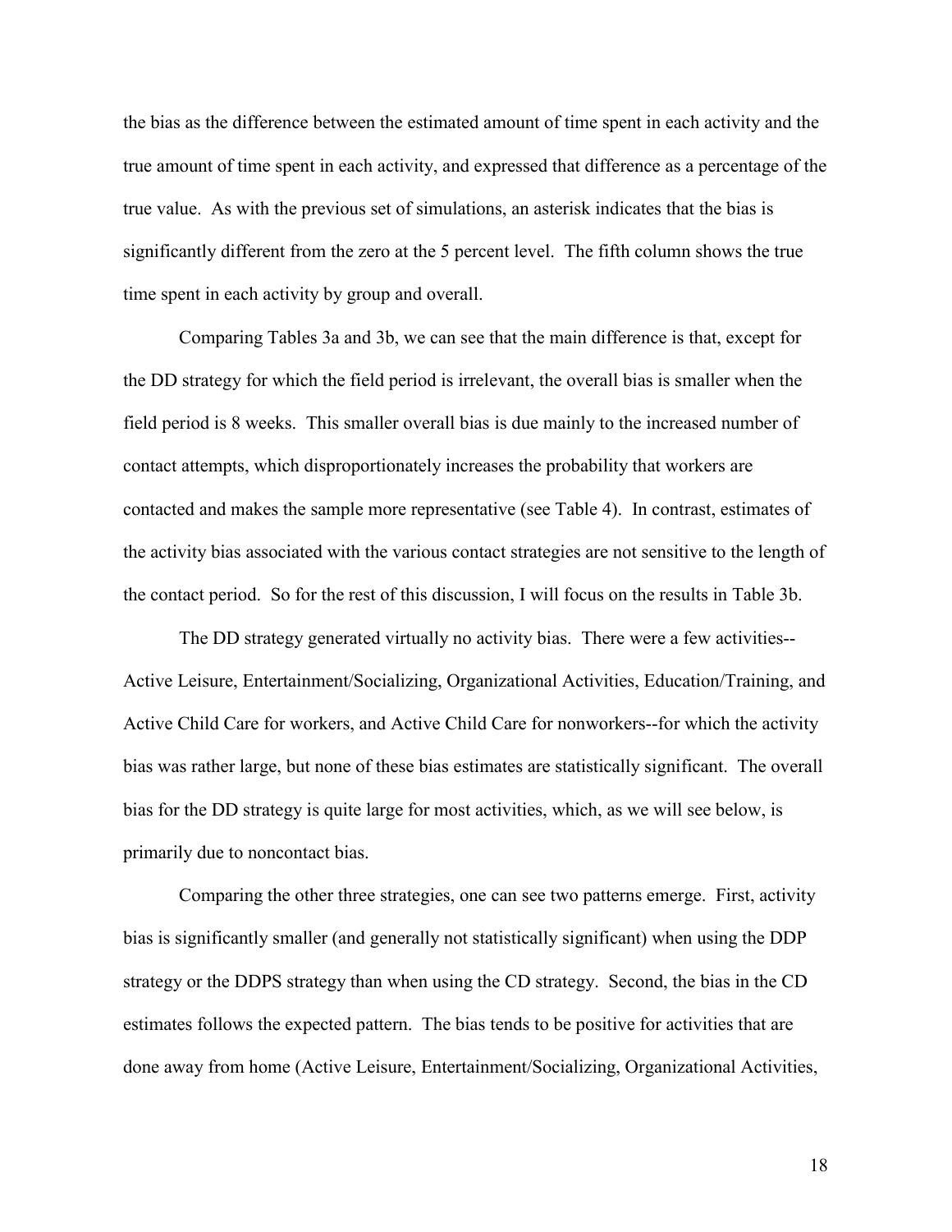the bias as the difference between the estimated amount of time spent in each activity and the true amount of time spent in each activity, and expressed that difference as a percentage of the true value. As with the previous set of simulations, an asterisk indicates that the bias is significantly different from the zero at the 5 percent level. The fifth column shows the true time spent in each activity by group and overall.

Comparing Tables 3a and 3b, we can see that the main difference is that, except for the DD strategy for which the field period is irrelevant, the overall bias is smaller when the field period is 8 weeks. This smaller overall bias is due mainly to the increased number of contact attempts, which disproportionately increases the probability that workers are contacted and makes the sample more representative (see Table 4). In contrast, estimates of the activity bias associated with the various contact strategies are not sensitive to the length of the contact period. So for the rest of this discussion, I will focus on the results in Table 3b.

The DD strategy generated virtually no activity bias. There were a few activities--Active Leisure, Entertainment/Socializing, Organizational Activities, Education/Training, and Active Child Care for workers, and Active Child Care for nonworkers--for which the activity bias was rather large, but none of these bias estimates are statistically significant. The overall bias for the DD strategy is quite large for most activities, which, as we will see below, is primarily due to noncontact bias.

Comparing the other three strategies, one can see two patterns emerge. First, activity bias is significantly smaller (and generally not statistically significant) when using the DDP strategy or the DDPS strategy than when using the CD strategy. Second, the bias in the CD estimates follows the expected pattern. The bias tends to be positive for activities that are done away from home (Active Leisure, Entertainment/Socializing, Organizational Activities,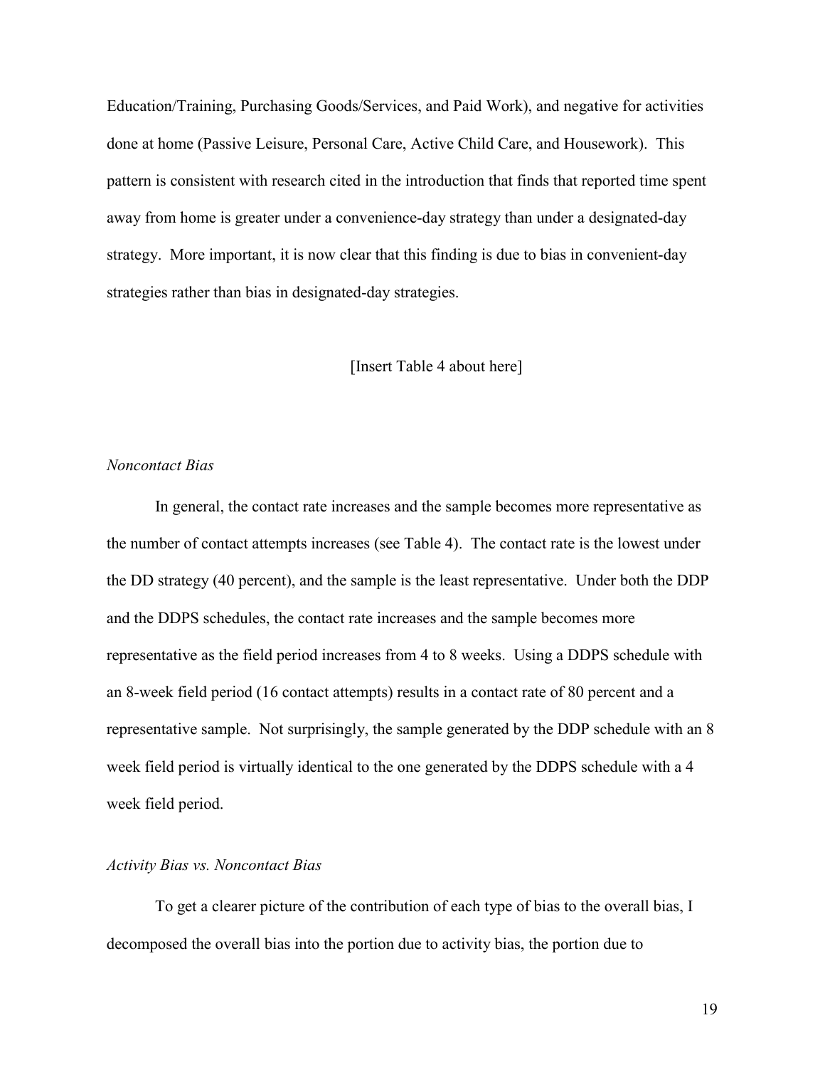Education/Training, Purchasing Goods/Services, and Paid Work), and negative for activities done at home (Passive Leisure, Personal Care, Active Child Care, and Housework). This pattern is consistent with research cited in the introduction that finds that reported time spent away from home is greater under a convenience-day strategy than under a designated-day strategy. More important, it is now clear that this finding is due to bias in convenient-day strategies rather than bias in designated-day strategies.

[Insert Table 4 about here]

*Noncontact Bias*

In general, the contact rate increases and the sample becomes more representative as the number of contact attempts increases (see Table 4). The contact rate is the lowest under the DD strategy (40 percent), and the sample is the least representative. Under both the DDP and the DDPS schedules, the contact rate increases and the sample becomes more representative as the field period increases from 4 to 8 weeks. Using a DDPS schedule with an 8-week field period (16 contact attempts) results in a contact rate of 80 percent and a representative sample. Not surprisingly, the sample generated by the DDP schedule with an 8 week field period is virtually identical to the one generated by the DDPS schedule with a 4 week field period.

*Activity Bias vs. Noncontact Bias*

To get a clearer picture of the contribution of each type of bias to the overall bias, I decomposed the overall bias into the portion due to activity bias, the portion due to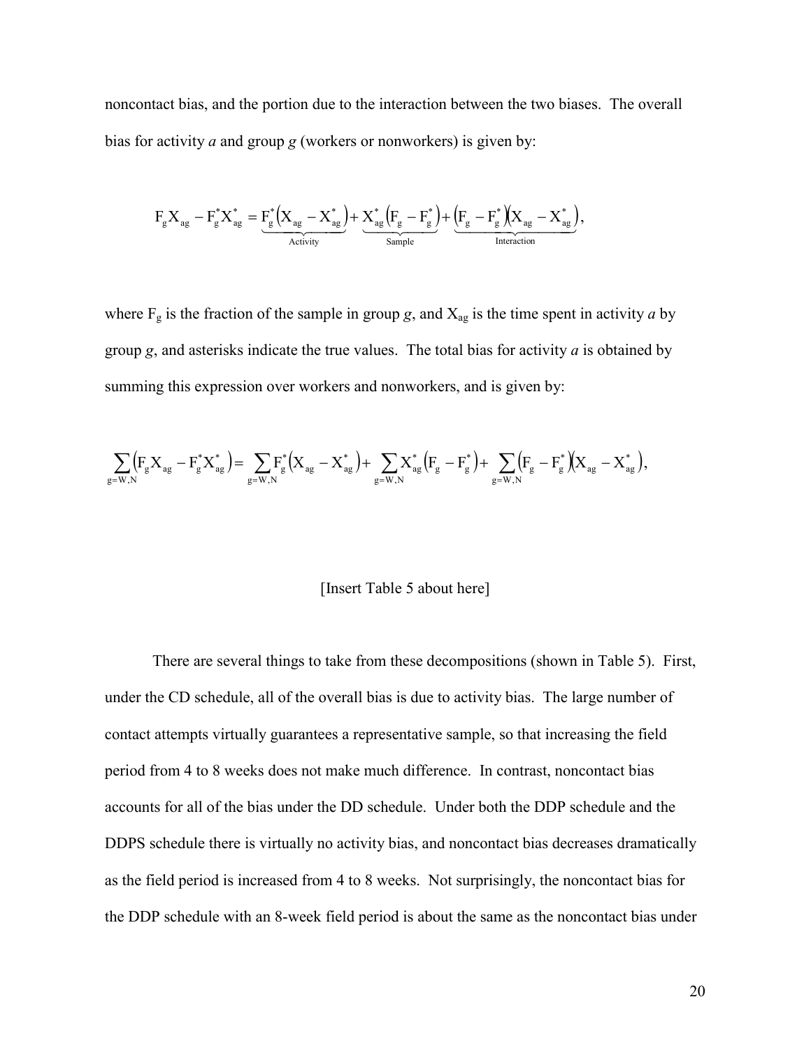noncontact bias, and the portion due to the interaction between the two biases. The overall bias for activity *a* and group *g* (workers or nonworkers) is given by:

$$F_g X_{ag} - F_g^* X_{ag}^* = \underbrace{F_g^*\left(X_{ag} - X_{ag}^*\right)}_{\text{Activity}} + \underbrace{X_{ag}^*\left(F_g - F_g^*\right)}_{\text{Sample}} + \underbrace{\left(F_g - F_g^*\right)\left(X_{ag} - X_{ag}^*\right)}_{\text{Interaction}},$$

where $F_g$ is the fraction of the sample in group *g*, and $X_{ag}$ is the time spent in activity *a* by group *g*, and asterisks indicate the true values. The total bias for activity *a* is obtained by summing this expression over workers and nonworkers, and is given by:

$$\sum_{g=W,N}\left(F_g X_{ag} - F_g^* X_{ag}^*\right) = \sum_{g=W,N} F_g^*\left(X_{ag} - X_{ag}^*\right) + \sum_{g=W,N} X_{ag}^*\left(F_g - F_g^*\right) + \sum_{g=W,N}\left(F_g - F_g^*\right)\left(X_{ag} - X_{ag}^*\right),$$

[Insert Table 5 about here]

There are several things to take from these decompositions (shown in Table 5). First, under the CD schedule, all of the overall bias is due to activity bias. The large number of contact attempts virtually guarantees a representative sample, so that increasing the field period from 4 to 8 weeks does not make much difference. In contrast, noncontact bias accounts for all of the bias under the DD schedule. Under both the DDP schedule and the DDPS schedule there is virtually no activity bias, and noncontact bias decreases dramatically as the field period is increased from 4 to 8 weeks. Not surprisingly, the noncontact bias for the DDP schedule with an 8-week field period is about the same as the noncontact bias under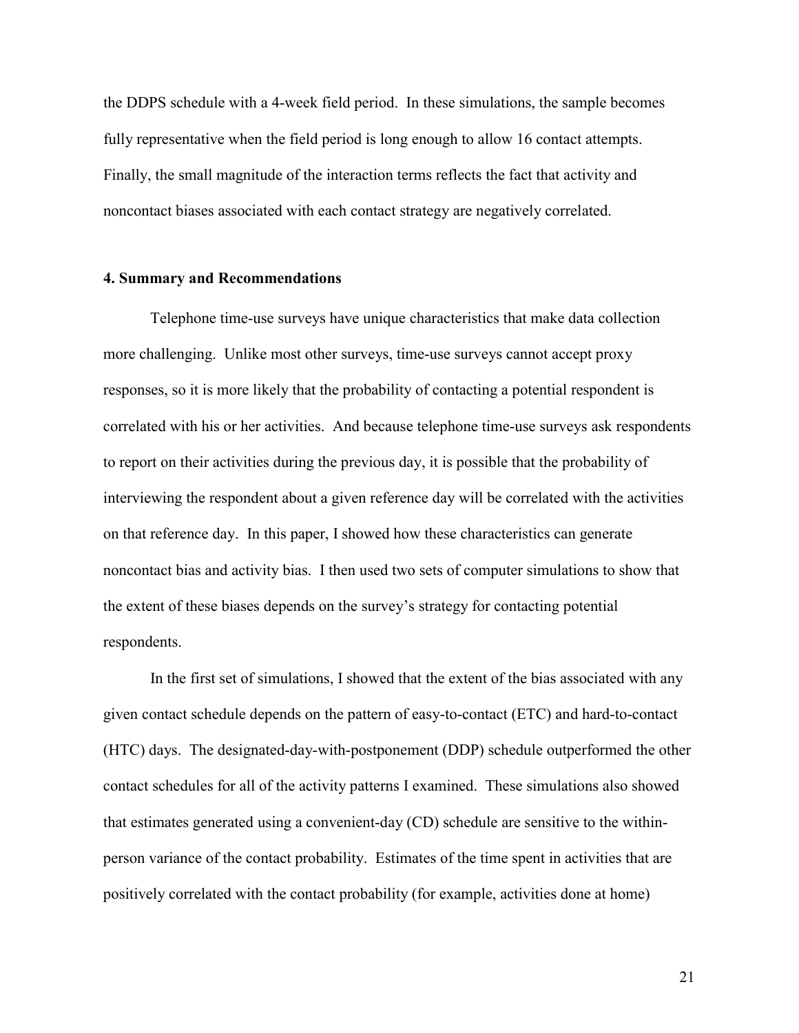the DDPS schedule with a 4-week field period. In these simulations, the sample becomes fully representative when the field period is long enough to allow 16 contact attempts. Finally, the small magnitude of the interaction terms reflects the fact that activity and noncontact biases associated with each contact strategy are negatively correlated.

#### 4. Summary and Recommendations

Telephone time-use surveys have unique characteristics that make data collection more challenging. Unlike most other surveys, time-use surveys cannot accept proxy responses, so it is more likely that the probability of contacting a potential respondent is correlated with his or her activities. And because telephone time-use surveys ask respondents to report on their activities during the previous day, it is possible that the probability of interviewing the respondent about a given reference day will be correlated with the activities on that reference day. In this paper, I showed how these characteristics can generate noncontact bias and activity bias. I then used two sets of computer simulations to show that the extent of these biases depends on the survey's strategy for contacting potential respondents.

In the first set of simulations, I showed that the extent of the bias associated with any given contact schedule depends on the pattern of easy-to-contact (ETC) and hard-to-contact (HTC) days. The designated-day-with-postponement (DDP) schedule outperformed the other contact schedules for all of the activity patterns I examined. These simulations also showed that estimates generated using a convenient-day (CD) schedule are sensitive to the within-person variance of the contact probability. Estimates of the time spent in activities that are positively correlated with the contact probability (for example, activities done at home)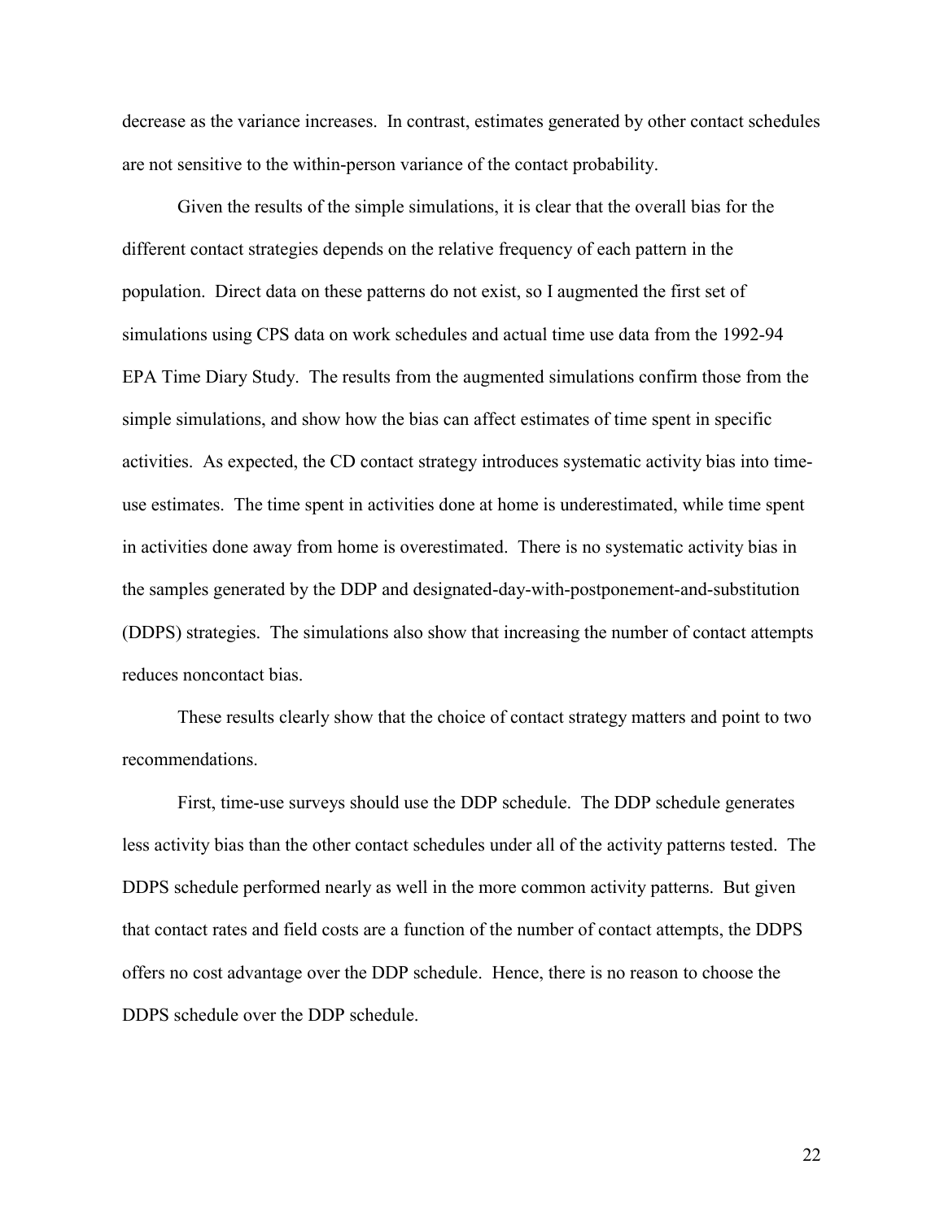decrease as the variance increases. In contrast, estimates generated by other contact schedules are not sensitive to the within-person variance of the contact probability.

Given the results of the simple simulations, it is clear that the overall bias for the different contact strategies depends on the relative frequency of each pattern in the population. Direct data on these patterns do not exist, so I augmented the first set of simulations using CPS data on work schedules and actual time use data from the 1992-94 EPA Time Diary Study. The results from the augmented simulations confirm those from the simple simulations, and show how the bias can affect estimates of time spent in specific activities. As expected, the CD contact strategy introduces systematic activity bias into time-use estimates. The time spent in activities done at home is underestimated, while time spent in activities done away from home is overestimated. There is no systematic activity bias in the samples generated by the DDP and designated-day-with-postponement-and-substitution (DDPS) strategies. The simulations also show that increasing the number of contact attempts reduces noncontact bias.

These results clearly show that the choice of contact strategy matters and point to two recommendations.

First, time-use surveys should use the DDP schedule. The DDP schedule generates less activity bias than the other contact schedules under all of the activity patterns tested. The DDPS schedule performed nearly as well in the more common activity patterns. But given that contact rates and field costs are a function of the number of contact attempts, the DDPS offers no cost advantage over the DDP schedule. Hence, there is no reason to choose the DDPS schedule over the DDP schedule.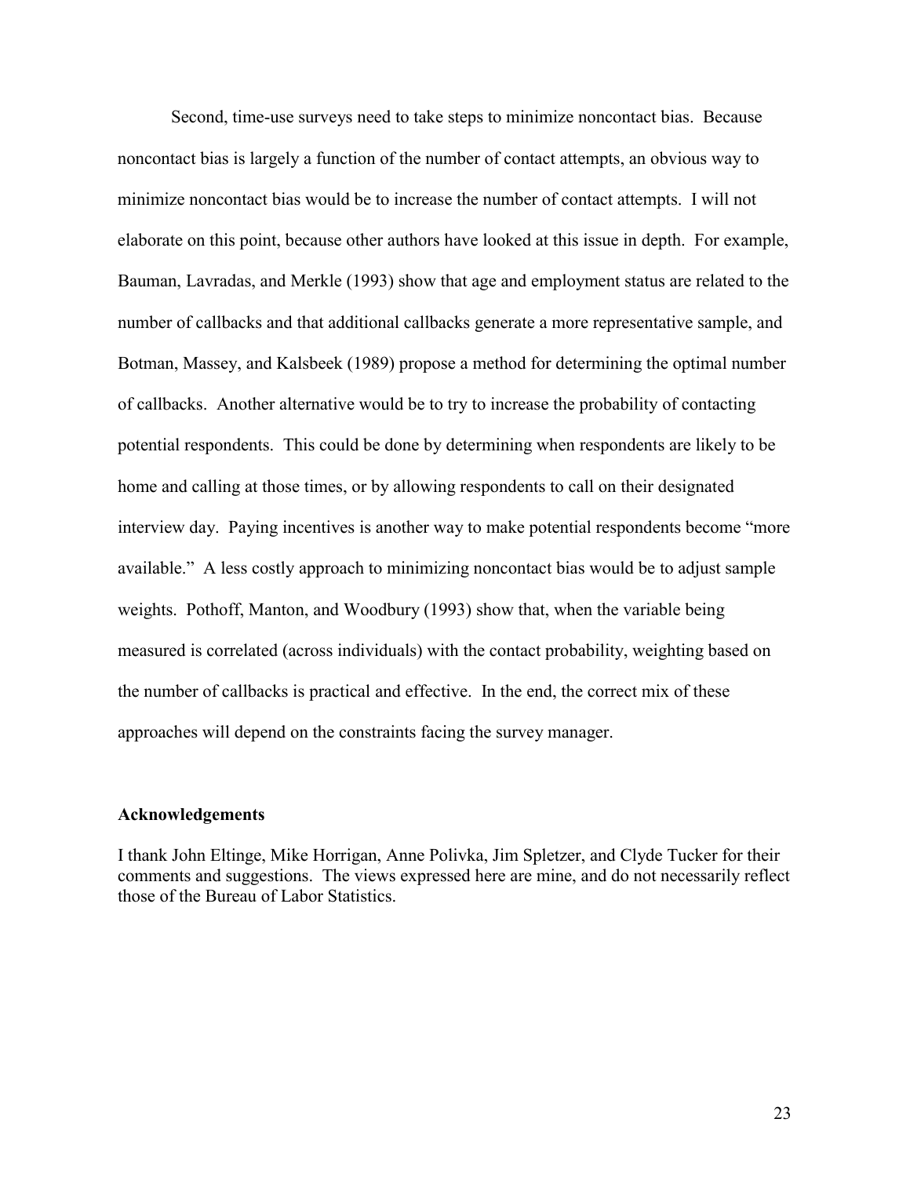Second, time-use surveys need to take steps to minimize noncontact bias. Because noncontact bias is largely a function of the number of contact attempts, an obvious way to minimize noncontact bias would be to increase the number of contact attempts. I will not elaborate on this point, because other authors have looked at this issue in depth. For example, Bauman, Lavradas, and Merkle (1993) show that age and employment status are related to the number of callbacks and that additional callbacks generate a more representative sample, and Botman, Massey, and Kalsbeek (1989) propose a method for determining the optimal number of callbacks. Another alternative would be to try to increase the probability of contacting potential respondents. This could be done by determining when respondents are likely to be home and calling at those times, or by allowing respondents to call on their designated interview day. Paying incentives is another way to make potential respondents become "more available." A less costly approach to minimizing noncontact bias would be to adjust sample weights. Pothoff, Manton, and Woodbury (1993) show that, when the variable being measured is correlated (across individuals) with the contact probability, weighting based on the number of callbacks is practical and effective. In the end, the correct mix of these approaches will depend on the constraints facing the survey manager.

**Acknowledgements**

I thank John Eltinge, Mike Horrigan, Anne Polivka, Jim Spletzer, and Clyde Tucker for their comments and suggestions. The views expressed here are mine, and do not necessarily reflect those of the Bureau of Labor Statistics.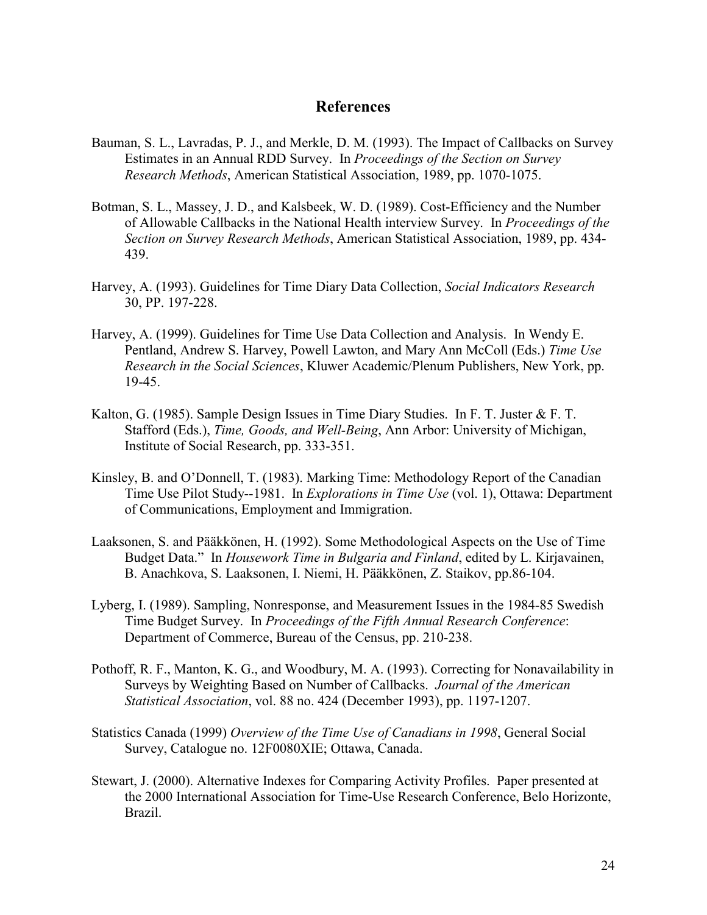## References

Bauman, S. L., Lavradas, P. J., and Merkle, D. M. (1993). The Impact of Callbacks on Survey Estimates in an Annual RDD Survey. In *Proceedings of the Section on Survey Research Methods*, American Statistical Association, 1989, pp. 1070-1075.

Botman, S. L., Massey, J. D., and Kalsbeek, W. D. (1989). Cost-Efficiency and the Number of Allowable Callbacks in the National Health interview Survey. In *Proceedings of the Section on Survey Research Methods*, American Statistical Association, 1989, pp. 434-439.

Harvey, A. (1993). Guidelines for Time Diary Data Collection, *Social Indicators Research* 30, PP. 197-228.

Harvey, A. (1999). Guidelines for Time Use Data Collection and Analysis. In Wendy E. Pentland, Andrew S. Harvey, Powell Lawton, and Mary Ann McColl (Eds.) *Time Use Research in the Social Sciences*, Kluwer Academic/Plenum Publishers, New York, pp. 19-45.

Kalton, G. (1985). Sample Design Issues in Time Diary Studies. In F. T. Juster & F. T. Stafford (Eds.), *Time, Goods, and Well-Being*, Ann Arbor: University of Michigan, Institute of Social Research, pp. 333-351.

Kinsley, B. and O'Donnell, T. (1983). Marking Time: Methodology Report of the Canadian Time Use Pilot Study--1981. In *Explorations in Time Use* (vol. 1), Ottawa: Department of Communications, Employment and Immigration.

Laaksonen, S. and Pääkkönen, H. (1992). Some Methodological Aspects on the Use of Time Budget Data." In *Housework Time in Bulgaria and Finland*, edited by L. Kirjavainen, B. Anachkova, S. Laaksonen, I. Niemi, H. Pääkkönen, Z. Staikov, pp.86-104.

Lyberg, I. (1989). Sampling, Nonresponse, and Measurement Issues in the 1984-85 Swedish Time Budget Survey. In *Proceedings of the Fifth Annual Research Conference*: Department of Commerce, Bureau of the Census, pp. 210-238.

Pothoff, R. F., Manton, K. G., and Woodbury, M. A. (1993). Correcting for Nonavailability in Surveys by Weighting Based on Number of Callbacks. *Journal of the American Statistical Association*, vol. 88 no. 424 (December 1993), pp. 1197-1207.

Statistics Canada (1999) *Overview of the Time Use of Canadians in 1998*, General Social Survey, Catalogue no. 12F0080XIE; Ottawa, Canada.

Stewart, J. (2000). Alternative Indexes for Comparing Activity Profiles. Paper presented at the 2000 International Association for Time-Use Research Conference, Belo Horizonte, Brazil.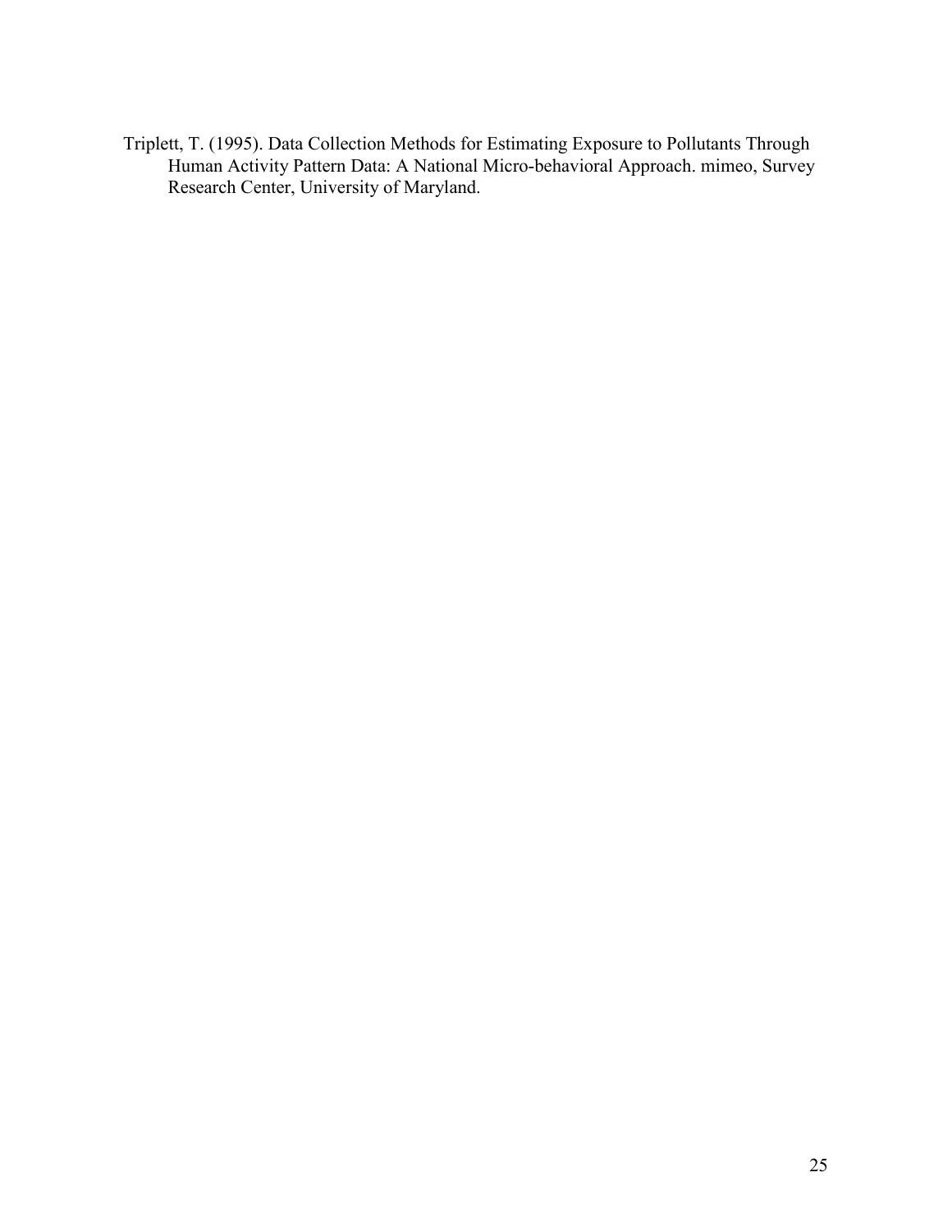Triplett, T. (1995). Data Collection Methods for Estimating Exposure to Pollutants Through Human Activity Pattern Data: A National Micro-behavioral Approach. mimeo, Survey Research Center, University of Maryland.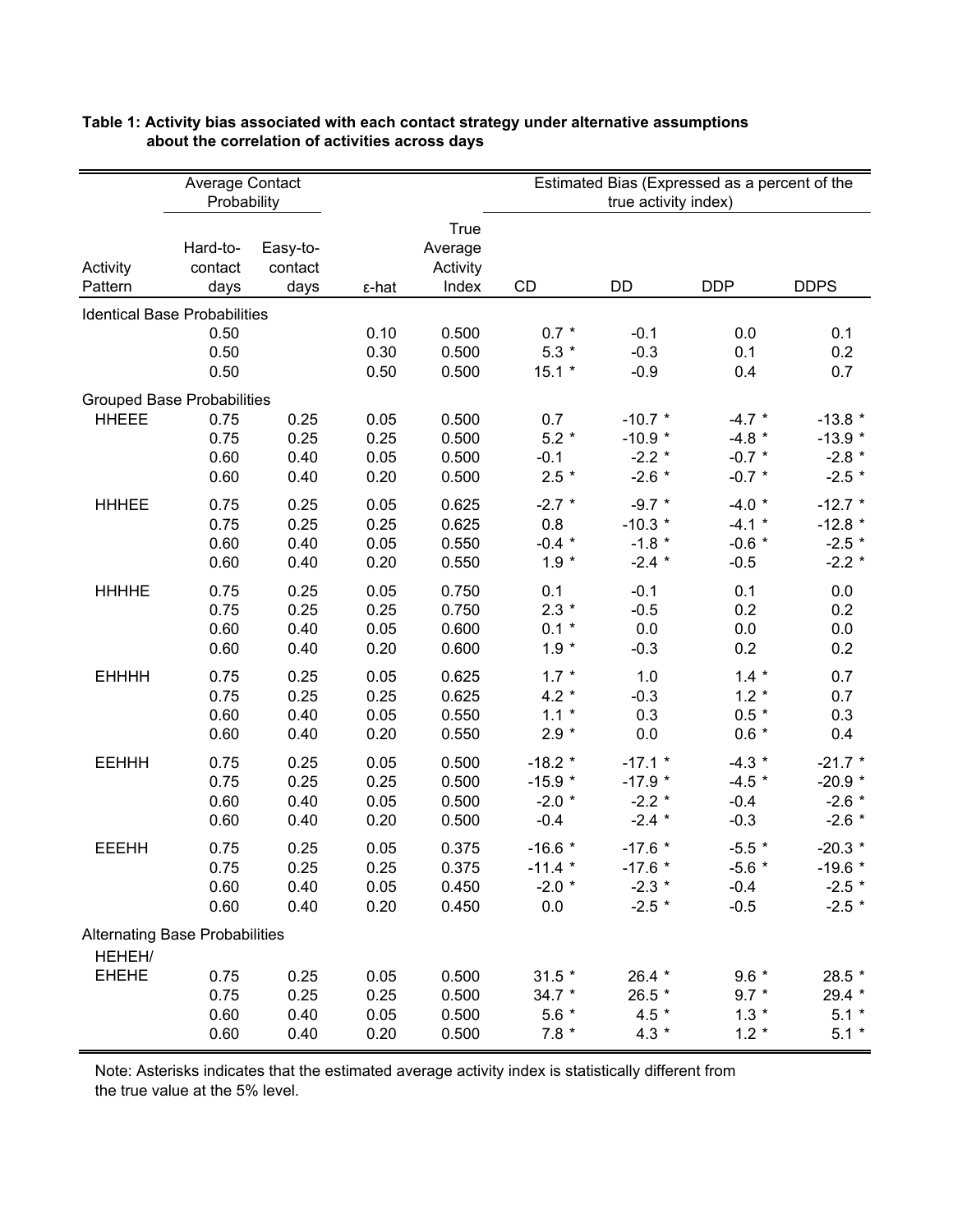**Table 1: Activity bias associated with each contact strategy under alternative assumptions about the correlation of activities across days**

| Activity Pattern | Average Contact Probability: Hard-to-contact days | Easy-to-contact days | ε-hat | True Average Activity Index | Estimated Bias (Expressed as a percent of the true activity index): CD | DD | DDP | DDPS |
|---|---|---|---|---|---|---|---|---|
| Identical Base Probabilities | | | | | | | | |
| | 0.50 | | 0.10 | 0.500 | 0.7 * | -0.1 | 0.0 | 0.1 |
| | 0.50 | | 0.30 | 0.500 | 5.3 * | -0.3 | 0.1 | 0.2 |
| | 0.50 | | 0.50 | 0.500 | 15.1 * | -0.9 | 0.4 | 0.7 |
| Grouped Base Probabilities | | | | | | | | |
| HHEEE | 0.75 | 0.25 | 0.05 | 0.500 | 0.7 | -10.7 * | -4.7 * | -13.8 * |
| | 0.75 | 0.25 | 0.25 | 0.500 | 5.2 * | -10.9 * | -4.8 * | -13.9 * |
| | 0.60 | 0.40 | 0.05 | 0.500 | -0.1 | -2.2 * | -0.7 * | -2.8 * |
| | 0.60 | 0.40 | 0.20 | 0.500 | 2.5 * | -2.6 * | -0.7 * | -2.5 * |
| HHHEE | 0.75 | 0.25 | 0.05 | 0.625 | -2.7 * | -9.7 * | -4.0 * | -12.7 * |
| | 0.75 | 0.25 | 0.25 | 0.625 | 0.8 | -10.3 * | -4.1 * | -12.8 * |
| | 0.60 | 0.40 | 0.05 | 0.550 | -0.4 * | -1.8 * | -0.6 * | -2.5 * |
| | 0.60 | 0.40 | 0.20 | 0.550 | 1.9 * | -2.4 * | -0.5 | -2.2 * |
| HHHHE | 0.75 | 0.25 | 0.05 | 0.750 | 0.1 | -0.1 | 0.1 | 0.0 |
| | 0.75 | 0.25 | 0.25 | 0.750 | 2.3 * | -0.5 | 0.2 | 0.2 |
| | 0.60 | 0.40 | 0.05 | 0.600 | 0.1 * | 0.0 | 0.0 | 0.0 |
| | 0.60 | 0.40 | 0.20 | 0.600 | 1.9 * | -0.3 | 0.2 | 0.2 |
| EHHHH | 0.75 | 0.25 | 0.05 | 0.625 | 1.7 * | 1.0 | 1.4 * | 0.7 |
| | 0.75 | 0.25 | 0.25 | 0.625 | 4.2 * | -0.3 | 1.2 * | 0.7 |
| | 0.60 | 0.40 | 0.05 | 0.550 | 1.1 * | 0.3 | 0.5 * | 0.3 |
| | 0.60 | 0.40 | 0.20 | 0.550 | 2.9 * | 0.0 | 0.6 * | 0.4 |
| EEHHH | 0.75 | 0.25 | 0.05 | 0.500 | -18.2 * | -17.1 * | -4.3 * | -21.7 * |
| | 0.75 | 0.25 | 0.25 | 0.500 | -15.9 * | -17.9 * | -4.5 * | -20.9 * |
| | 0.60 | 0.40 | 0.05 | 0.500 | -2.0 * | -2.2 * | -0.4 | -2.6 * |
| | 0.60 | 0.40 | 0.20 | 0.500 | -0.4 | -2.4 * | -0.3 | -2.6 * |
| EEEHH | 0.75 | 0.25 | 0.05 | 0.375 | -16.6 * | -17.6 * | -5.5 * | -20.3 * |
| | 0.75 | 0.25 | 0.25 | 0.375 | -11.4 * | -17.6 * | -5.6 * | -19.6 * |
| | 0.60 | 0.40 | 0.05 | 0.450 | -2.0 * | -2.3 * | -0.4 | -2.5 * |
| | 0.60 | 0.40 | 0.20 | 0.450 | 0.0 | -2.5 * | -0.5 | -2.5 * |
| Alternating Base Probabilities | | | | | | | | |
| HEHEH/ EHEHE | 0.75 | 0.25 | 0.05 | 0.500 | 31.5 * | 26.4 * | 9.6 * | 28.5 * |
| | 0.75 | 0.25 | 0.25 | 0.500 | 34.7 * | 26.5 * | 9.7 * | 29.4 * |
| | 0.60 | 0.40 | 0.05 | 0.500 | 5.6 * | 4.5 * | 1.3 * | 5.1 * |
| | 0.60 | 0.40 | 0.20 | 0.500 | 7.8 * | 4.3 * | 1.2 * | 5.1 * |

Note: Asterisks indicates that the estimated average activity index is statistically different from the true value at the 5% level.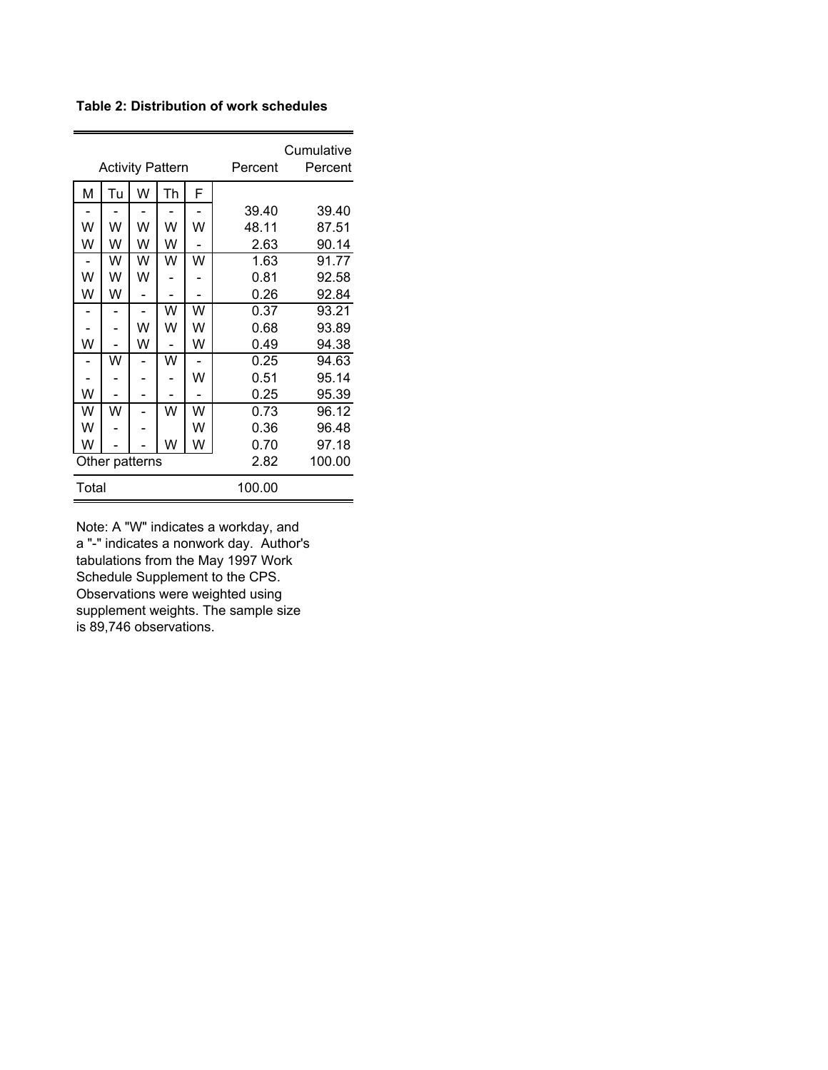**Table 2: Distribution of work schedules**

| Activity Pattern | | | | | Percent | Cumulative Percent |
|---|---|---|---|---|---|---|
| M | Tu | W | Th | F | | |
| - | - | - | - | - | 39.40 | 39.40 |
| W | W | W | W | W | 48.11 | 87.51 |
| W | W | W | W | - | 2.63 | 90.14 |
| - | W | W | W | W | 1.63 | 91.77 |
| W | W | W | - | - | 0.81 | 92.58 |
| W | W | - | - | - | 0.26 | 92.84 |
| - | - | - | W | W | 0.37 | 93.21 |
| - | - | W | W | W | 0.68 | 93.89 |
| W | - | W | - | W | 0.49 | 94.38 |
| - | W | - | W | - | 0.25 | 94.63 |
| - | - | - | - | W | 0.51 | 95.14 |
| W | - | - | - | - | 0.25 | 95.39 |
| W | W | - | W | W | 0.73 | 96.12 |
| W | - | - | | W | 0.36 | 96.48 |
| W | - | - | W | W | 0.70 | 97.18 |
| Other patterns | | | | | 2.82 | 100.00 |
| Total | | | | | 100.00 | |

Note: A "W" indicates a workday, and a "-" indicates a nonwork day. Author's tabulations from the May 1997 Work Schedule Supplement to the CPS. Observations were weighted using supplement weights. The sample size is 89,746 observations.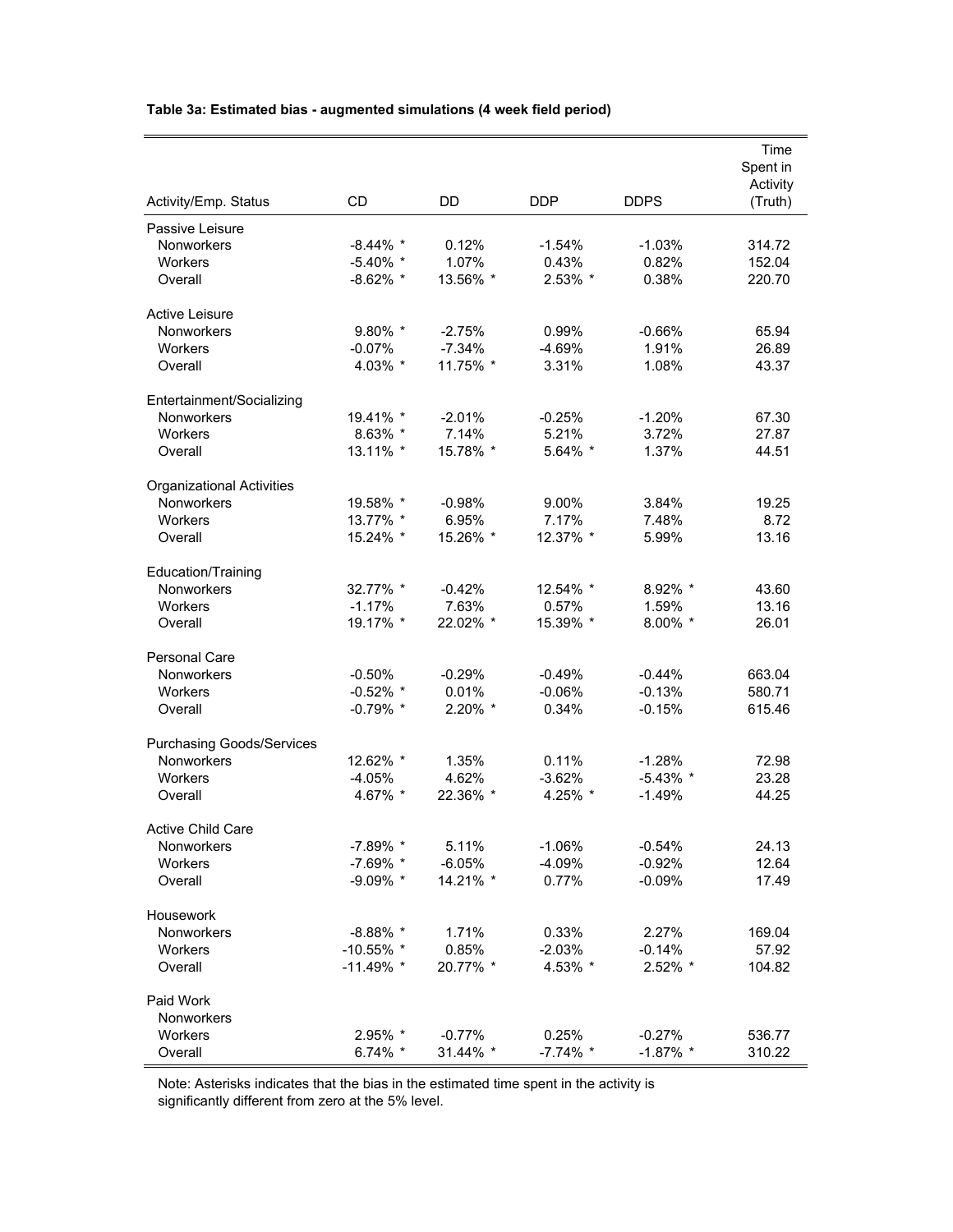**Table 3a: Estimated bias - augmented simulations (4 week field period)**

| Activity/Emp. Status | CD | DD | DDP | DDPS | Time Spent in Activity (Truth) |
|---|---|---|---|---|---|
| Passive Leisure | | | | | |
| Nonworkers | -8.44% * | 0.12% | -1.54% | -1.03% | 314.72 |
| Workers | -5.40% * | 1.07% | 0.43% | 0.82% | 152.04 |
| Overall | -8.62% * | 13.56% * | 2.53% * | 0.38% | 220.70 |
| Active Leisure | | | | | |
| Nonworkers | 9.80% * | -2.75% | 0.99% | -0.66% | 65.94 |
| Workers | -0.07% | -7.34% | -4.69% | 1.91% | 26.89 |
| Overall | 4.03% * | 11.75% * | 3.31% | 1.08% | 43.37 |
| Entertainment/Socializing | | | | | |
| Nonworkers | 19.41% * | -2.01% | -0.25% | -1.20% | 67.30 |
| Workers | 8.63% * | 7.14% | 5.21% | 3.72% | 27.87 |
| Overall | 13.11% * | 15.78% * | 5.64% * | 1.37% | 44.51 |
| Organizational Activities | | | | | |
| Nonworkers | 19.58% * | -0.98% | 9.00% | 3.84% | 19.25 |
| Workers | 13.77% * | 6.95% | 7.17% | 7.48% | 8.72 |
| Overall | 15.24% * | 15.26% * | 12.37% * | 5.99% | 13.16 |
| Education/Training | | | | | |
| Nonworkers | 32.77% * | -0.42% | 12.54% * | 8.92% * | 43.60 |
| Workers | -1.17% | 7.63% | 0.57% | 1.59% | 13.16 |
| Overall | 19.17% * | 22.02% * | 15.39% * | 8.00% * | 26.01 |
| Personal Care | | | | | |
| Nonworkers | -0.50% | -0.29% | -0.49% | -0.44% | 663.04 |
| Workers | -0.52% * | 0.01% | -0.06% | -0.13% | 580.71 |
| Overall | -0.79% * | 2.20% * | 0.34% | -0.15% | 615.46 |
| Purchasing Goods/Services | | | | | |
| Nonworkers | 12.62% * | 1.35% | 0.11% | -1.28% | 72.98 |
| Workers | -4.05% | 4.62% | -3.62% | -5.43% * | 23.28 |
| Overall | 4.67% * | 22.36% * | 4.25% * | -1.49% | 44.25 |
| Active Child Care | | | | | |
| Nonworkers | -7.89% * | 5.11% | -1.06% | -0.54% | 24.13 |
| Workers | -7.69% * | -6.05% | -4.09% | -0.92% | 12.64 |
| Overall | -9.09% * | 14.21% * | 0.77% | -0.09% | 17.49 |
| Housework | | | | | |
| Nonworkers | -8.88% * | 1.71% | 0.33% | 2.27% | 169.04 |
| Workers | -10.55% * | 0.85% | -2.03% | -0.14% | 57.92 |
| Overall | -11.49% * | 20.77% * | 4.53% * | 2.52% * | 104.82 |
| Paid Work | | | | | |
| Nonworkers | | | | | |
| Workers | 2.95% * | -0.77% | 0.25% | -0.27% | 536.77 |
| Overall | 6.74% * | 31.44% * | -7.74% * | -1.87% * | 310.22 |

Note: Asterisks indicates that the bias in the estimated time spent in the activity is significantly different from zero at the 5% level.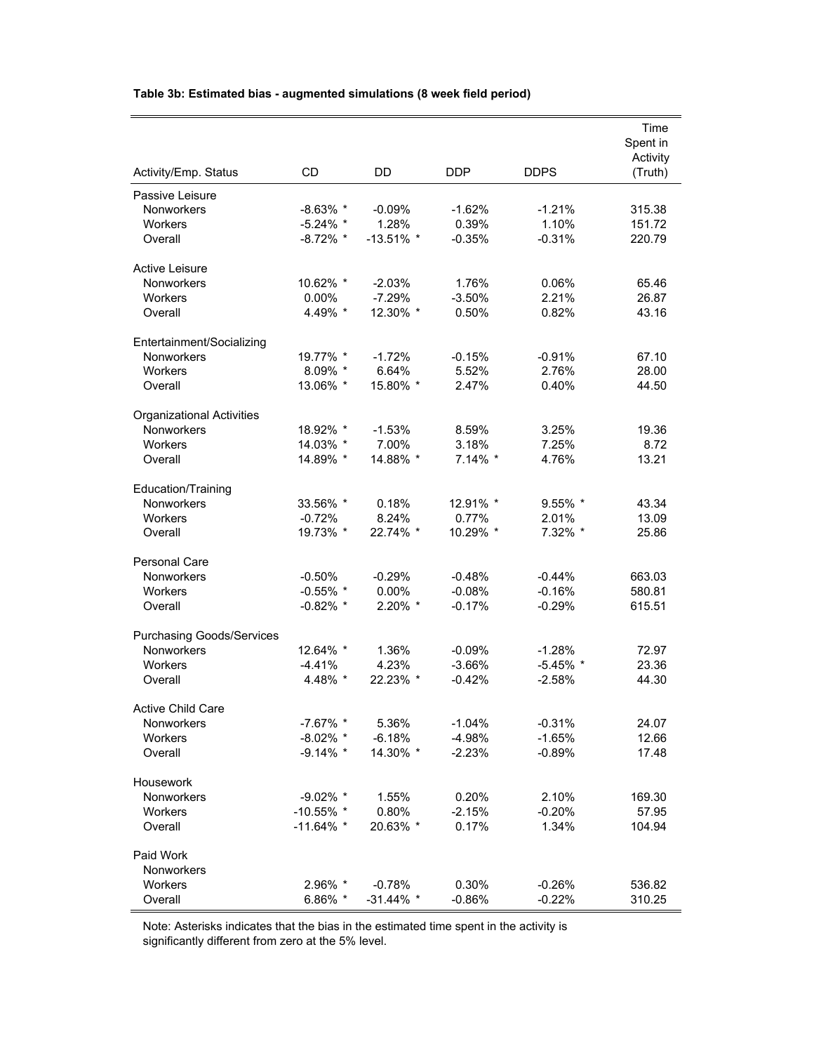**Table 3b: Estimated bias - augmented simulations (8 week field period)**

| Activity/Emp. Status | CD | DD | DDP | DDPS | Time Spent in Activity (Truth) |
|---|---|---|---|---|---|
| Passive Leisure | | | | | |
| Nonworkers | -8.63% * | -0.09% | -1.62% | -1.21% | 315.38 |
| Workers | -5.24% * | 1.28% | 0.39% | 1.10% | 151.72 |
| Overall | -8.72% * | -13.51% * | -0.35% | -0.31% | 220.79 |
| Active Leisure | | | | | |
| Nonworkers | 10.62% * | -2.03% | 1.76% | 0.06% | 65.46 |
| Workers | 0.00% | -7.29% | -3.50% | 2.21% | 26.87 |
| Overall | 4.49% * | 12.30% * | 0.50% | 0.82% | 43.16 |
| Entertainment/Socializing | | | | | |
| Nonworkers | 19.77% * | -1.72% | -0.15% | -0.91% | 67.10 |
| Workers | 8.09% * | 6.64% | 5.52% | 2.76% | 28.00 |
| Overall | 13.06% * | 15.80% * | 2.47% | 0.40% | 44.50 |
| Organizational Activities | | | | | |
| Nonworkers | 18.92% * | -1.53% | 8.59% | 3.25% | 19.36 |
| Workers | 14.03% * | 7.00% | 3.18% | 7.25% | 8.72 |
| Overall | 14.89% * | 14.88% * | 7.14% * | 4.76% | 13.21 |
| Education/Training | | | | | |
| Nonworkers | 33.56% * | 0.18% | 12.91% * | 9.55% * | 43.34 |
| Workers | -0.72% | 8.24% | 0.77% | 2.01% | 13.09 |
| Overall | 19.73% * | 22.74% * | 10.29% * | 7.32% * | 25.86 |
| Personal Care | | | | | |
| Nonworkers | -0.50% | -0.29% | -0.48% | -0.44% | 663.03 |
| Workers | -0.55% * | 0.00% | -0.08% | -0.16% | 580.81 |
| Overall | -0.82% * | 2.20% * | -0.17% | -0.29% | 615.51 |
| Purchasing Goods/Services | | | | | |
| Nonworkers | 12.64% * | 1.36% | -0.09% | -1.28% | 72.97 |
| Workers | -4.41% | 4.23% | -3.66% | -5.45% * | 23.36 |
| Overall | 4.48% * | 22.23% * | -0.42% | -2.58% | 44.30 |
| Active Child Care | | | | | |
| Nonworkers | -7.67% * | 5.36% | -1.04% | -0.31% | 24.07 |
| Workers | -8.02% * | -6.18% | -4.98% | -1.65% | 12.66 |
| Overall | -9.14% * | 14.30% * | -2.23% | -0.89% | 17.48 |
| Housework | | | | | |
| Nonworkers | -9.02% * | 1.55% | 0.20% | 2.10% | 169.30 |
| Workers | -10.55% * | 0.80% | -2.15% | -0.20% | 57.95 |
| Overall | -11.64% * | 20.63% * | 0.17% | 1.34% | 104.94 |
| Paid Work | | | | | |
| Nonworkers | | | | | |
| Workers | 2.96% * | -0.78% | 0.30% | -0.26% | 536.82 |
| Overall | 6.86% * | -31.44% * | -0.86% | -0.22% | 310.25 |

Note: Asterisks indicates that the bias in the estimated time spent in the activity is significantly different from zero at the 5% level.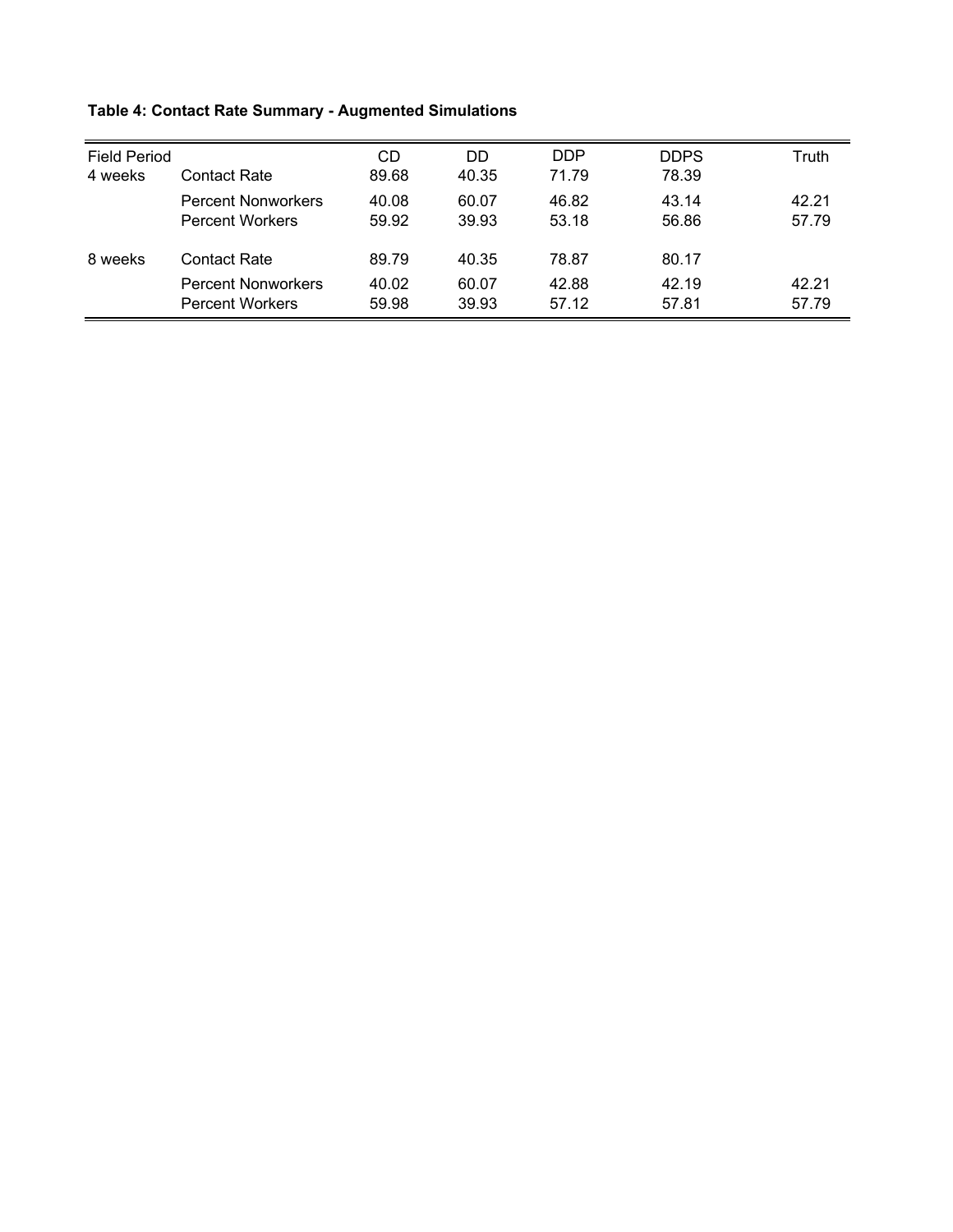**Table 4: Contact Rate Summary - Augmented Simulations**

| Field Period | | CD | DD | DDP | DDPS | Truth |
|---|---|---|---|---|---|---|
| 4 weeks | Contact Rate | 89.68 | 40.35 | 71.79 | 78.39 | |
| | Percent Nonworkers | 40.08 | 60.07 | 46.82 | 43.14 | 42.21 |
| | Percent Workers | 59.92 | 39.93 | 53.18 | 56.86 | 57.79 |
| 8 weeks | Contact Rate | 89.79 | 40.35 | 78.87 | 80.17 | |
| | Percent Nonworkers | 40.02 | 60.07 | 42.88 | 42.19 | 42.21 |
| | Percent Workers | 59.98 | 39.93 | 57.12 | 57.81 | 57.79 |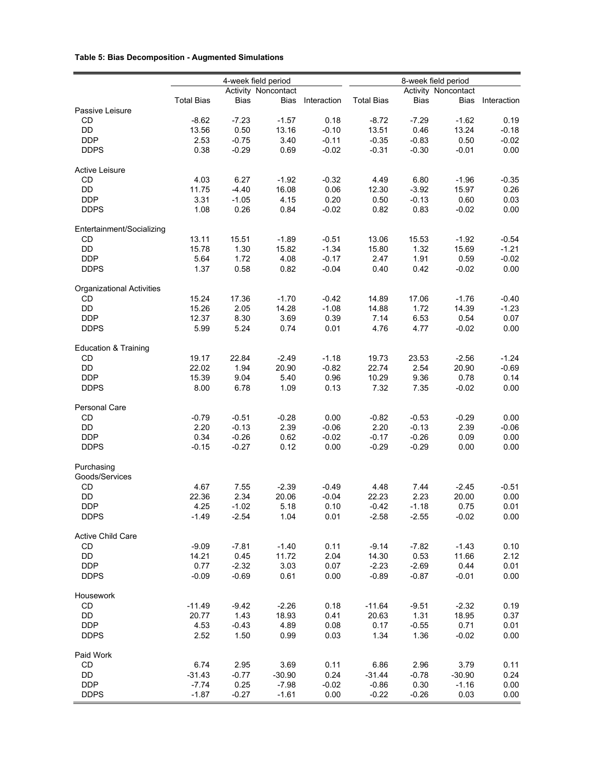**Table 5: Bias Decomposition - Augmented Simulations**

| | 4-week field period | | | | 8-week field period | | | |
|---|---|---|---|---|---|---|---|---|
| | Total Bias | Activity Bias | Noncontact Bias | Interaction | Total Bias | Activity Bias | Noncontact Bias | Interaction |
| Passive Leisure | | | | | | | | |
| CD | -8.62 | -7.23 | -1.57 | 0.18 | -8.72 | -7.29 | -1.62 | 0.19 |
| DD | 13.56 | 0.50 | 13.16 | -0.10 | 13.51 | 0.46 | 13.24 | -0.18 |
| DDP | 2.53 | -0.75 | 3.40 | -0.11 | -0.35 | -0.83 | 0.50 | -0.02 |
| DDPS | 0.38 | -0.29 | 0.69 | -0.02 | -0.31 | -0.30 | -0.01 | 0.00 |
| Active Leisure | | | | | | | | |
| CD | 4.03 | 6.27 | -1.92 | -0.32 | 4.49 | 6.80 | -1.96 | -0.35 |
| DD | 11.75 | -4.40 | 16.08 | 0.06 | 12.30 | -3.92 | 15.97 | 0.26 |
| DDP | 3.31 | -1.05 | 4.15 | 0.20 | 0.50 | -0.13 | 0.60 | 0.03 |
| DDPS | 1.08 | 0.26 | 0.84 | -0.02 | 0.82 | 0.83 | -0.02 | 0.00 |
| Entertainment/Socializing | | | | | | | | |
| CD | 13.11 | 15.51 | -1.89 | -0.51 | 13.06 | 15.53 | -1.92 | -0.54 |
| DD | 15.78 | 1.30 | 15.82 | -1.34 | 15.80 | 1.32 | 15.69 | -1.21 |
| DDP | 5.64 | 1.72 | 4.08 | -0.17 | 2.47 | 1.91 | 0.59 | -0.02 |
| DDPS | 1.37 | 0.58 | 0.82 | -0.04 | 0.40 | 0.42 | -0.02 | 0.00 |
| Organizational Activities | | | | | | | | |
| CD | 15.24 | 17.36 | -1.70 | -0.42 | 14.89 | 17.06 | -1.76 | -0.40 |
| DD | 15.26 | 2.05 | 14.28 | -1.08 | 14.88 | 1.72 | 14.39 | -1.23 |
| DDP | 12.37 | 8.30 | 3.69 | 0.39 | 7.14 | 6.53 | 0.54 | 0.07 |
| DDPS | 5.99 | 5.24 | 0.74 | 0.01 | 4.76 | 4.77 | -0.02 | 0.00 |
| Education & Training | | | | | | | | |
| CD | 19.17 | 22.84 | -2.49 | -1.18 | 19.73 | 23.53 | -2.56 | -1.24 |
| DD | 22.02 | 1.94 | 20.90 | -0.82 | 22.74 | 2.54 | 20.90 | -0.69 |
| DDP | 15.39 | 9.04 | 5.40 | 0.96 | 10.29 | 9.36 | 0.78 | 0.14 |
| DDPS | 8.00 | 6.78 | 1.09 | 0.13 | 7.32 | 7.35 | -0.02 | 0.00 |
| Personal Care | | | | | | | | |
| CD | -0.79 | -0.51 | -0.28 | 0.00 | -0.82 | -0.53 | -0.29 | 0.00 |
| DD | 2.20 | -0.13 | 2.39 | -0.06 | 2.20 | -0.13 | 2.39 | -0.06 |
| DDP | 0.34 | -0.26 | 0.62 | -0.02 | -0.17 | -0.26 | 0.09 | 0.00 |
| DDPS | -0.15 | -0.27 | 0.12 | 0.00 | -0.29 | -0.29 | 0.00 | 0.00 |
| Purchasing Goods/Services | | | | | | | | |
| CD | 4.67 | 7.55 | -2.39 | -0.49 | 4.48 | 7.44 | -2.45 | -0.51 |
| DD | 22.36 | 2.34 | 20.06 | -0.04 | 22.23 | 2.23 | 20.00 | 0.00 |
| DDP | 4.25 | -1.02 | 5.18 | 0.10 | -0.42 | -1.18 | 0.75 | 0.01 |
| DDPS | -1.49 | -2.54 | 1.04 | 0.01 | -2.58 | -2.55 | -0.02 | 0.00 |
| Active Child Care | | | | | | | | |
| CD | -9.09 | -7.81 | -1.40 | 0.11 | -9.14 | -7.82 | -1.43 | 0.10 |
| DD | 14.21 | 0.45 | 11.72 | 2.04 | 14.30 | 0.53 | 11.66 | 2.12 |
| DDP | 0.77 | -2.32 | 3.03 | 0.07 | -2.23 | -2.69 | 0.44 | 0.01 |
| DDPS | -0.09 | -0.69 | 0.61 | 0.00 | -0.89 | -0.87 | -0.01 | 0.00 |
| Housework | | | | | | | | |
| CD | -11.49 | -9.42 | -2.26 | 0.18 | -11.64 | -9.51 | -2.32 | 0.19 |
| DD | 20.77 | 1.43 | 18.93 | 0.41 | 20.63 | 1.31 | 18.95 | 0.37 |
| DDP | 4.53 | -0.43 | 4.89 | 0.08 | 0.17 | -0.55 | 0.71 | 0.01 |
| DDPS | 2.52 | 1.50 | 0.99 | 0.03 | 1.34 | 1.36 | -0.02 | 0.00 |
| Paid Work | | | | | | | | |
| CD | 6.74 | 2.95 | 3.69 | 0.11 | 6.86 | 2.96 | 3.79 | 0.11 |
| DD | -31.43 | -0.77 | -30.90 | 0.24 | -31.44 | -0.78 | -30.90 | 0.24 |
| DDP | -7.74 | 0.25 | -7.98 | -0.02 | -0.86 | 0.30 | -1.16 | 0.00 |
| DDPS | -1.87 | -0.27 | -1.61 | 0.00 | -0.22 | -0.26 | 0.03 | 0.00 |